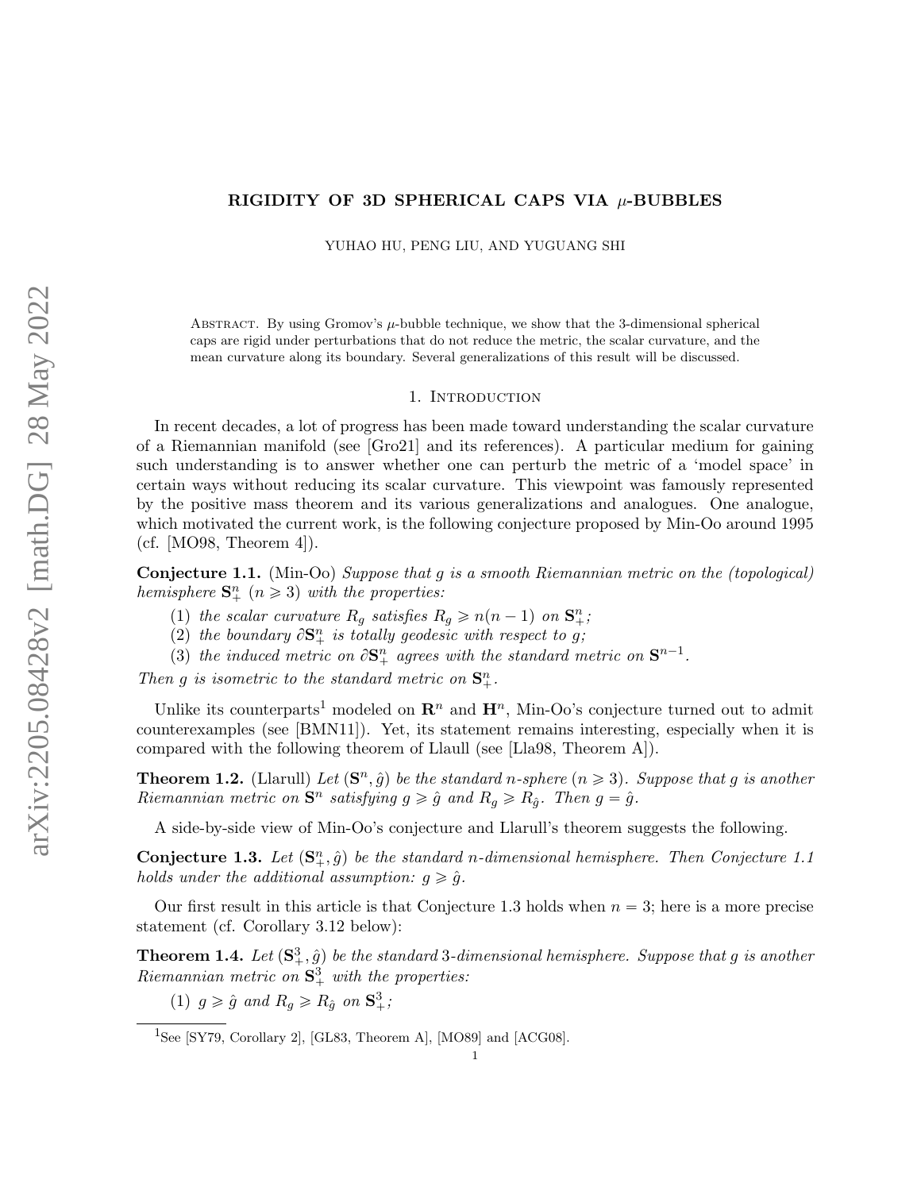# RIGIDITY OF 3D SPHERICAL CAPS VIA $\mu$-BUBBLES

YUHAO HU, PENG LIU, AND YUGUANG SHI

Abstract. By using Gromov's $\mu$-bubble technique, we show that the 3-dimensional spherical caps are rigid under perturbations that do not reduce the metric, the scalar curvature, and the mean curvature along its boundary. Several generalizations of this result will be discussed.

## 1. Introduction

In recent decades, a lot of progress has been made toward understanding the scalar curvature of a Riemannian manifold (see [Gro21] and its references). A particular medium for gaining such understanding is to answer whether one can perturb the metric of a 'model space' in certain ways without reducing its scalar curvature. This viewpoint was famously represented by the positive mass theorem and its various generalizations and analogues. One analogue, which motivated the current work, is the following conjecture proposed by Min-Oo around 1995 (cf. [MO98, Theorem 4]).

**Conjecture 1.1.** (Min-Oo) *Suppose that $g$ is a smooth Riemannian metric on the (topological) hemisphere $\mathbf{S}^n_+$ ($n \geqslant 3$) with the properties:*

1. *the scalar curvature $R_g$ satisfies $R_g \geqslant n(n-1)$ on $\mathbf{S}^n_+$;*
2. *the boundary $\partial \mathbf{S}^n_+$ is totally geodesic with respect to $g$;*
3. *the induced metric on $\partial \mathbf{S}^n_+$ agrees with the standard metric on $\mathbf{S}^{n-1}$.*

*Then $g$ is isometric to the standard metric on $\mathbf{S}^n_+$.*

Unlike its counterparts[1] modeled on $\mathbf{R}^n$ and $\mathbf{H}^n$, Min-Oo's conjecture turned out to admit counterexamples (see [BMN11]). Yet, its statement remains interesting, especially when it is compared with the following theorem of Llaull (see [Lla98, Theorem A]).

**Theorem 1.2.** (Llarull) *Let $(\mathbf{S}^n, \hat{g})$ be the standard $n$-sphere ($n \geqslant 3$). Suppose that $g$ is another Riemannian metric on $\mathbf{S}^n$ satisfying $g \geqslant \hat{g}$ and $R_g \geqslant R_{\hat{g}}$. Then $g = \hat{g}$.*

A side-by-side view of Min-Oo's conjecture and Llarull's theorem suggests the following.

**Conjecture 1.3.** *Let $(\mathbf{S}^n_+, \hat{g})$ be the standard $n$-dimensional hemisphere. Then Conjecture 1.1 holds under the additional assumption: $g \geqslant \hat{g}$.*

Our first result in this article is that Conjecture 1.3 holds when $n = 3$; here is a more precise statement (cf. Corollary 3.12 below):

**Theorem 1.4.** *Let $(\mathbf{S}^3_+, \hat{g})$ be the standard 3-dimensional hemisphere. Suppose that $g$ is another Riemannian metric on $\mathbf{S}^3_+$ with the properties:*

1. *$g \geqslant \hat{g}$ and $R_g \geqslant R_{\hat{g}}$ on $\mathbf{S}^3_+$;*

[1] See [SY79, Corollary 2], [GL83, Theorem A], [MO89] and [ACG08].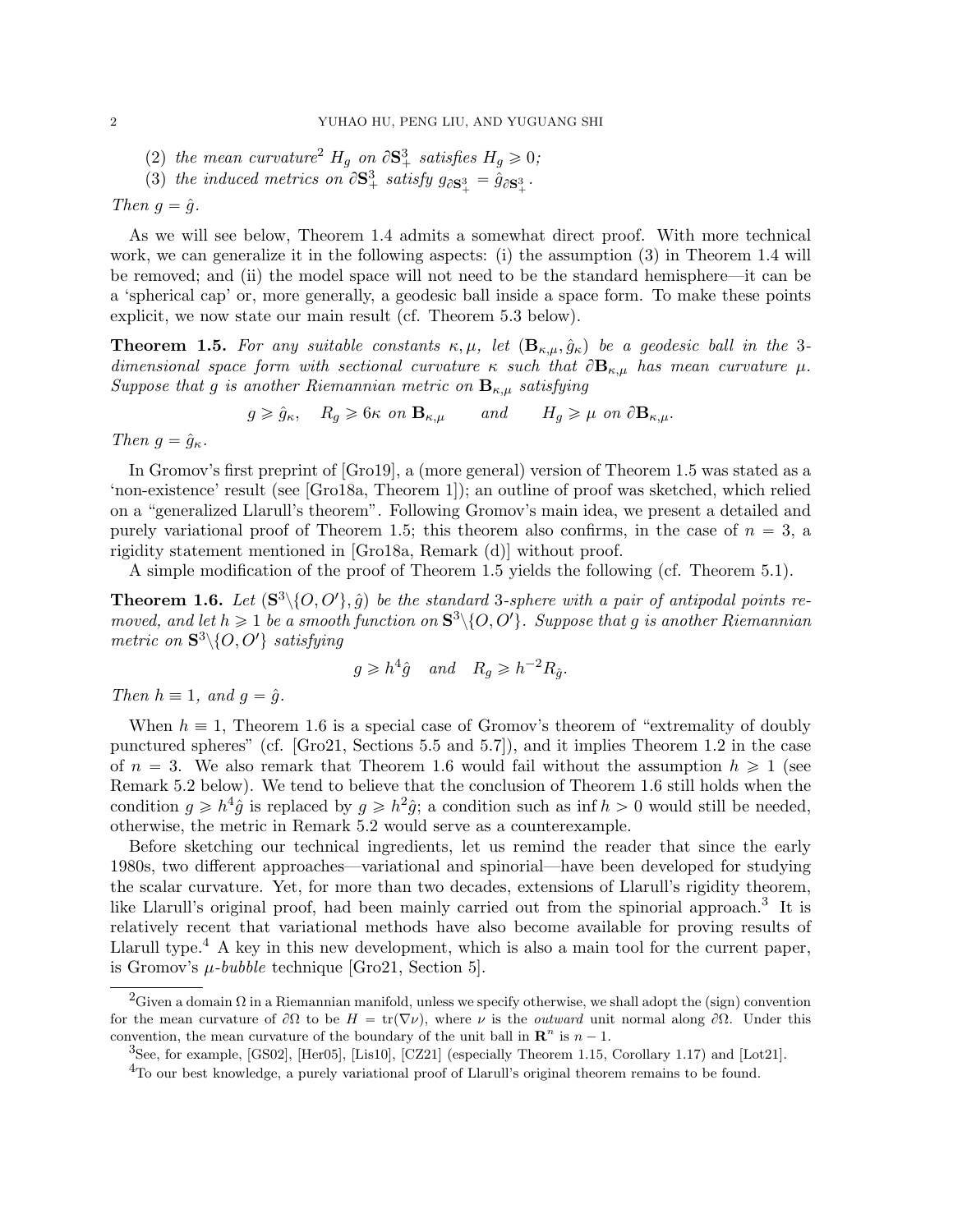(2) *the mean curvature*[2] $H_g$ *on* $\partial\mathbf{S}^3_+$ *satisfies* $H_g \geqslant 0$*;*

(3) *the induced metrics on* $\partial\mathbf{S}^3_+$ *satisfy* $g_{\partial\mathbf{S}^3_+} = \hat{g}_{\partial\mathbf{S}^3_+}$*.*

*Then* $g = \hat{g}$*.*

As we will see below, Theorem 1.4 admits a somewhat direct proof. With more technical work, we can generalize it in the following aspects: (i) the assumption (3) in Theorem 1.4 will be removed; and (ii) the model space will not need to be the standard hemisphere—it can be a 'spherical cap' or, more generally, a geodesic ball inside a space form. To make these points explicit, we now state our main result (cf. Theorem 5.3 below).

**Theorem 1.5.** *For any suitable constants* $\kappa, \mu$*, let* $(\mathbf{B}_{\kappa,\mu}, \hat{g}_\kappa)$ *be a geodesic ball in the* 3*-dimensional space form with sectional curvature* $\kappa$ *such that* $\partial\mathbf{B}_{\kappa,\mu}$ *has mean curvature* $\mu$*. Suppose that* $g$ *is another Riemannian metric on* $\mathbf{B}_{\kappa,\mu}$ *satisfying*

$$g \geqslant \hat{g}_\kappa, \quad R_g \geqslant 6\kappa \text{ on } \mathbf{B}_{\kappa,\mu} \qquad \text{and} \qquad H_g \geqslant \mu \text{ on } \partial\mathbf{B}_{\kappa,\mu}.$$

*Then* $g = \hat{g}_\kappa$*.*

In Gromov's first preprint of [Gro19], a (more general) version of Theorem 1.5 was stated as a 'non-existence' result (see [Gro18a, Theorem 1]); an outline of proof was sketched, which relied on a "generalized Llarull's theorem". Following Gromov's main idea, we present a detailed and purely variational proof of Theorem 1.5; this theorem also confirms, in the case of $n = 3$, a rigidity statement mentioned in [Gro18a, Remark (d)] without proof.

A simple modification of the proof of Theorem 1.5 yields the following (cf. Theorem 5.1).

**Theorem 1.6.** *Let* $(\mathbf{S}^3\backslash\{O, O'\}, \hat{g})$ *be the standard* 3*-sphere with a pair of antipodal points removed, and let* $h \geqslant 1$ *be a smooth function on* $\mathbf{S}^3\backslash\{O, O'\}$*. Suppose that* $g$ *is another Riemannian metric on* $\mathbf{S}^3\backslash\{O, O'\}$ *satisfying*

$$g \geqslant h^4\hat{g} \quad \text{and} \quad R_g \geqslant h^{-2}R_{\hat{g}}.$$

*Then* $h \equiv 1$*, and* $g = \hat{g}$*.*

When $h \equiv 1$, Theorem 1.6 is a special case of Gromov's theorem of "extremality of doubly punctured spheres" (cf. [Gro21, Sections 5.5 and 5.7]), and it implies Theorem 1.2 in the case of $n = 3$. We also remark that Theorem 1.6 would fail without the assumption $h \geqslant 1$ (see Remark 5.2 below). We tend to believe that the conclusion of Theorem 1.6 still holds when the condition $g \geqslant h^4\hat{g}$ is replaced by $g \geqslant h^2\hat{g}$; a condition such as $\inf h > 0$ would still be needed, otherwise, the metric in Remark 5.2 would serve as a counterexample.

Before sketching our technical ingredients, let us remind the reader that since the early 1980s, two different approaches—variational and spinorial—have been developed for studying the scalar curvature. Yet, for more than two decades, extensions of Llarull's rigidity theorem, like Llarull's original proof, had been mainly carried out from the spinorial approach.[3] It is relatively recent that variational methods have also become available for proving results of Llarull type.[4] A key in this new development, which is also a main tool for the current paper, is Gromov's *μ-bubble* technique [Gro21, Section 5].

[2] Given a domain $\Omega$ in a Riemannian manifold, unless we specify otherwise, we shall adopt the (sign) convention for the mean curvature of $\partial\Omega$ to be $H = \mathrm{tr}(\nabla\nu)$, where $\nu$ is the *outward* unit normal along $\partial\Omega$. Under this convention, the mean curvature of the boundary of the unit ball in $\mathbf{R}^n$ is $n - 1$.

[3] See, for example, [GS02], [Her05], [Lis10], [CZ21] (especially Theorem 1.15, Corollary 1.17) and [Lot21].

[4] To our best knowledge, a purely variational proof of Llarull's original theorem remains to be found.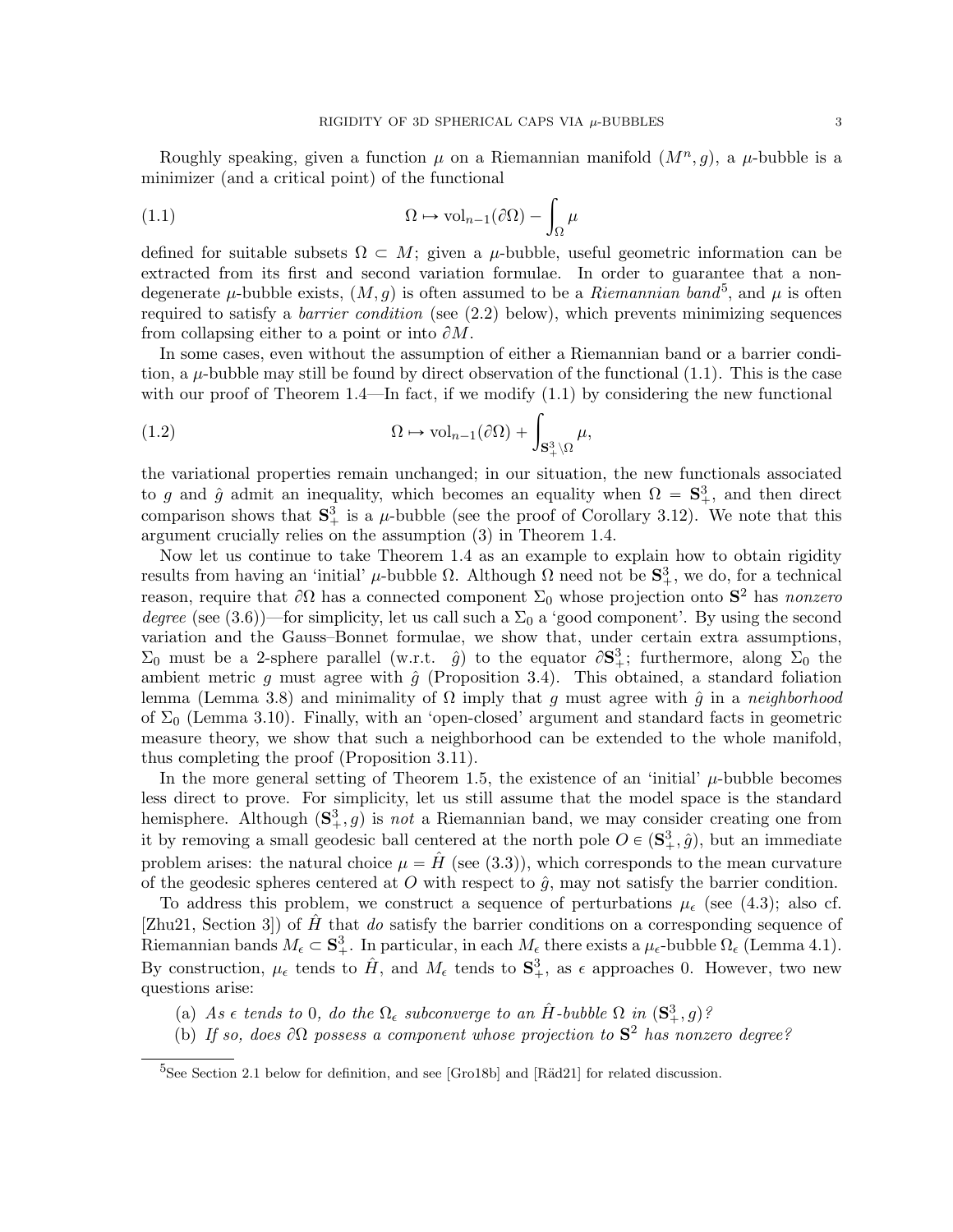Roughly speaking, given a function $\mu$ on a Riemannian manifold $(M^n, g)$, a $\mu$-bubble is a minimizer (and a critical point) of the functional

$$\Omega \mapsto \mathrm{vol}_{n-1}(\partial\Omega) - \int_\Omega \mu \tag{1.1}$$

defined for suitable subsets $\Omega \subset M$; given a $\mu$-bubble, useful geometric information can be extracted from its first and second variation formulae. In order to guarantee that a non-degenerate $\mu$-bubble exists, $(M, g)$ is often assumed to be a *Riemannian band*[5], and $\mu$ is often required to satisfy a *barrier condition* (see (2.2) below), which prevents minimizing sequences from collapsing either to a point or into $\partial M$.

In some cases, even without the assumption of either a Riemannian band or a barrier condition, a $\mu$-bubble may still be found by direct observation of the functional (1.1). This is the case with our proof of Theorem 1.4—In fact, if we modify (1.1) by considering the new functional

$$\Omega \mapsto \mathrm{vol}_{n-1}(\partial\Omega) + \int_{\mathbf{S}^3_+ \setminus \Omega} \mu, \tag{1.2}$$

the variational properties remain unchanged; in our situation, the new functionals associated to $g$ and $\hat{g}$ admit an inequality, which becomes an equality when $\Omega = \mathbf{S}^3_+$, and then direct comparison shows that $\mathbf{S}^3_+$ is a $\mu$-bubble (see the proof of Corollary 3.12). We note that this argument crucially relies on the assumption (3) in Theorem 1.4.

Now let us continue to take Theorem 1.4 as an example to explain how to obtain rigidity results from having an 'initial' $\mu$-bubble $\Omega$. Although $\Omega$ need not be $\mathbf{S}^3_+$, we do, for a technical reason, require that $\partial\Omega$ has a connected component $\Sigma_0$ whose projection onto $\mathbf{S}^2$ has *nonzero degree* (see (3.6))—for simplicity, let us call such a $\Sigma_0$ a 'good component'. By using the second variation and the Gauss–Bonnet formulae, we show that, under certain extra assumptions, $\Sigma_0$ must be a 2-sphere parallel (w.r.t. $\hat{g}$) to the equator $\partial\mathbf{S}^3_+$; furthermore, along $\Sigma_0$ the ambient metric $g$ must agree with $\hat{g}$ (Proposition 3.4). This obtained, a standard foliation lemma (Lemma 3.8) and minimality of $\Omega$ imply that $g$ must agree with $\hat{g}$ in a *neighborhood* of $\Sigma_0$ (Lemma 3.10). Finally, with an 'open-closed' argument and standard facts in geometric measure theory, we show that such a neighborhood can be extended to the whole manifold, thus completing the proof (Proposition 3.11).

In the more general setting of Theorem 1.5, the existence of an 'initial' $\mu$-bubble becomes less direct to prove. For simplicity, let us still assume that the model space is the standard hemisphere. Although $(\mathbf{S}^3_+, g)$ is *not* a Riemannian band, we may consider creating one from it by removing a small geodesic ball centered at the north pole $O \in (\mathbf{S}^3_+, \hat{g})$, but an immediate problem arises: the natural choice $\mu = \hat{H}$ (see (3.3)), which corresponds to the mean curvature of the geodesic spheres centered at $O$ with respect to $\hat{g}$, may not satisfy the barrier condition.

To address this problem, we construct a sequence of perturbations $\mu_\epsilon$ (see (4.3); also cf. [Zhu21, Section 3]) of $\hat{H}$ that *do* satisfy the barrier conditions on a corresponding sequence of Riemannian bands $M_\epsilon \subset \mathbf{S}^3_+$. In particular, in each $M_\epsilon$ there exists a $\mu_\epsilon$-bubble $\Omega_\epsilon$ (Lemma 4.1). By construction, $\mu_\epsilon$ tends to $\hat{H}$, and $M_\epsilon$ tends to $\mathbf{S}^3_+$, as $\epsilon$ approaches 0. However, two new questions arise:

(a) *As $\epsilon$ tends to 0, do the $\Omega_\epsilon$ subconverge to an $\hat{H}$-bubble $\Omega$ in $(\mathbf{S}^3_+, g)$?*

(b) *If so, does $\partial\Omega$ possess a component whose projection to $\mathbf{S}^2$ has nonzero degree?*

[5] See Section 2.1 below for definition, and see [Gro18b] and [Răd21] for related discussion.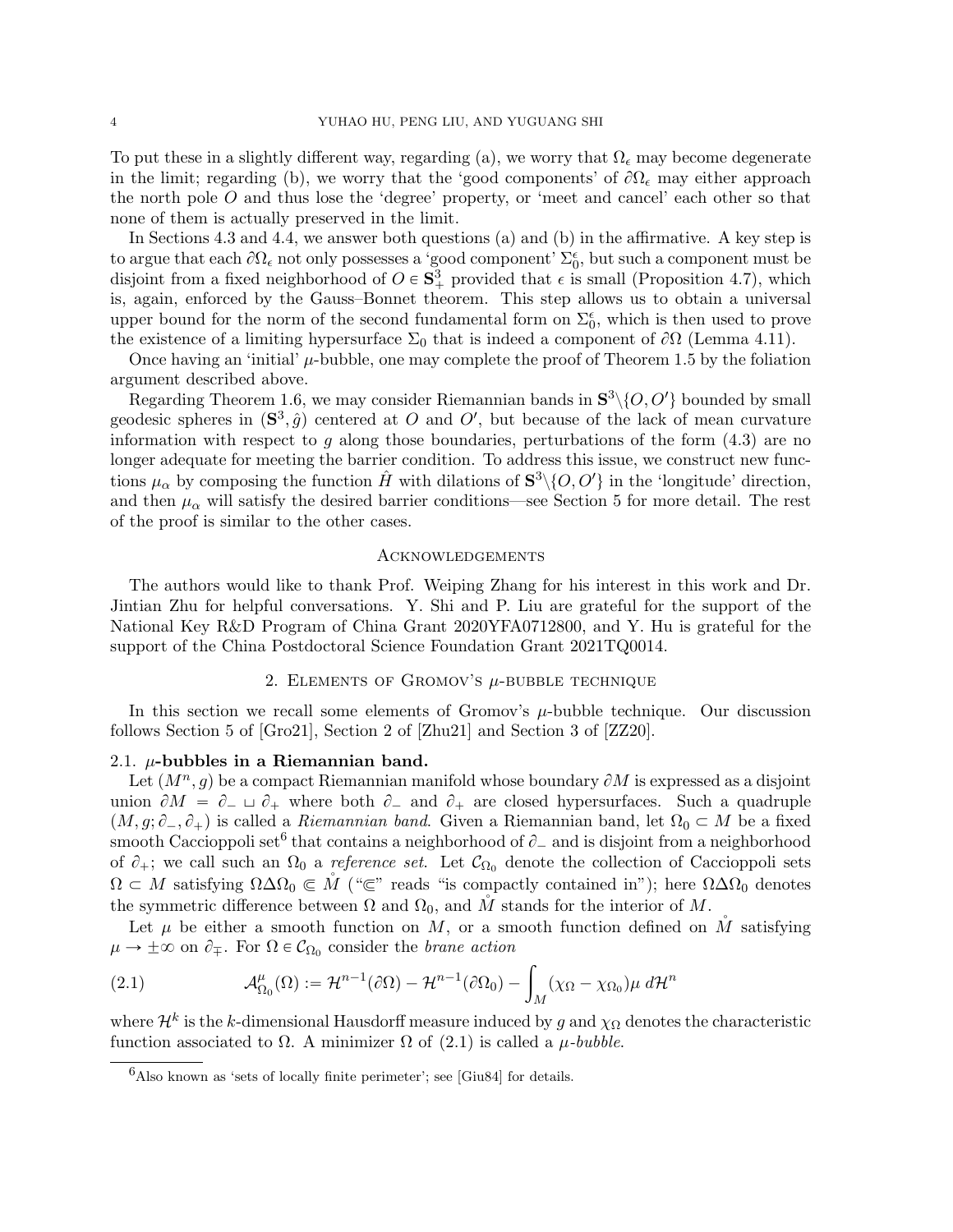To put these in a slightly different way, regarding (a), we worry that $\Omega_\epsilon$ may become degenerate in the limit; regarding (b), we worry that the 'good components' of $\partial\Omega_\epsilon$ may either approach the north pole $O$ and thus lose the 'degree' property, or 'meet and cancel' each other so that none of them is actually preserved in the limit.

In Sections 4.3 and 4.4, we answer both questions (a) and (b) in the affirmative. A key step is to argue that each $\partial\Omega_\epsilon$ not only possesses a 'good component' $\Sigma_0^\epsilon$, but such a component must be disjoint from a fixed neighborhood of $O \in \mathbf{S}^3_+$ provided that $\epsilon$ is small (Proposition 4.7), which is, again, enforced by the Gauss–Bonnet theorem. This step allows us to obtain a universal upper bound for the norm of the second fundamental form on $\Sigma_0^\epsilon$, which is then used to prove the existence of a limiting hypersurface $\Sigma_0$ that is indeed a component of $\partial\Omega$ (Lemma 4.11).

Once having an 'initial' $\mu$-bubble, one may complete the proof of Theorem 1.5 by the foliation argument described above.

Regarding Theorem 1.6, we may consider Riemannian bands in $\mathbf{S}^3\backslash\{O, O'\}$ bounded by small geodesic spheres in $(\mathbf{S}^3, \hat{g})$ centered at $O$ and $O'$, but because of the lack of mean curvature information with respect to $g$ along those boundaries, perturbations of the form (4.3) are no longer adequate for meeting the barrier condition. To address this issue, we construct new functions $\mu_\alpha$ by composing the function $\hat{H}$ with dilations of $\mathbf{S}^3\backslash\{O, O'\}$ in the 'longitude' direction, and then $\mu_\alpha$ will satisfy the desired barrier conditions—see Section 5 for more detail. The rest of the proof is similar to the other cases.

## Acknowledgements

The authors would like to thank Prof. Weiping Zhang for his interest in this work and Dr. Jintian Zhu for helpful conversations. Y. Shi and P. Liu are grateful for the support of the National Key R&D Program of China Grant 2020YFA0712800, and Y. Hu is grateful for the support of the China Postdoctoral Science Foundation Grant 2021TQ0014.

## 2. Elements of Gromov's $\mu$-bubble technique

In this section we recall some elements of Gromov's $\mu$-bubble technique. Our discussion follows Section 5 of [Gro21], Section 2 of [Zhu21] and Section 3 of [ZZ20].

### 2.1. $\mu$-bubbles in a Riemannian band.

Let $(M^n, g)$ be a compact Riemannian manifold whose boundary $\partial M$ is expressed as a disjoint union $\partial M = \partial_- \sqcup \partial_+$ where both $\partial_-$ and $\partial_+$ are closed hypersurfaces. Such a quadruple $(M, g; \partial_-, \partial_+)$ is called a *Riemannian band*. Given a Riemannian band, let $\Omega_0 \subset M$ be a fixed smooth Caccioppoli set[6] that contains a neighborhood of $\partial_-$ and is disjoint from a neighborhood of $\partial_+$; we call such an $\Omega_0$ a *reference set*. Let $\mathcal{C}_{\Omega_0}$ denote the collection of Caccioppoli sets $\Omega \subset M$ satisfying $\Omega\Delta\Omega_0 \Subset \mathring{M}$ ("$\Subset$" reads "is compactly contained in"); here $\Omega\Delta\Omega_0$ denotes the symmetric difference between $\Omega$ and $\Omega_0$, and $\mathring{M}$ stands for the interior of $M$.

Let $\mu$ be either a smooth function on $M$, or a smooth function defined on $\mathring{M}$ satisfying $\mu \to \pm\infty$ on $\partial_\mp$. For $\Omega \in \mathcal{C}_{\Omega_0}$ consider the *brane action*

$$\mathcal{A}^\mu_{\Omega_0}(\Omega) := \mathcal{H}^{n-1}(\partial\Omega) - \mathcal{H}^{n-1}(\partial\Omega_0) - \int_M (\chi_\Omega - \chi_{\Omega_0})\mu \, d\mathcal{H}^n \tag{2.1}$$

where $\mathcal{H}^k$ is the $k$-dimensional Hausdorff measure induced by $g$ and $\chi_\Omega$ denotes the characteristic function associated to $\Omega$. A minimizer $\Omega$ of (2.1) is called a *$\mu$-bubble*.

[6] Also known as 'sets of locally finite perimeter'; see [Giu84] for details.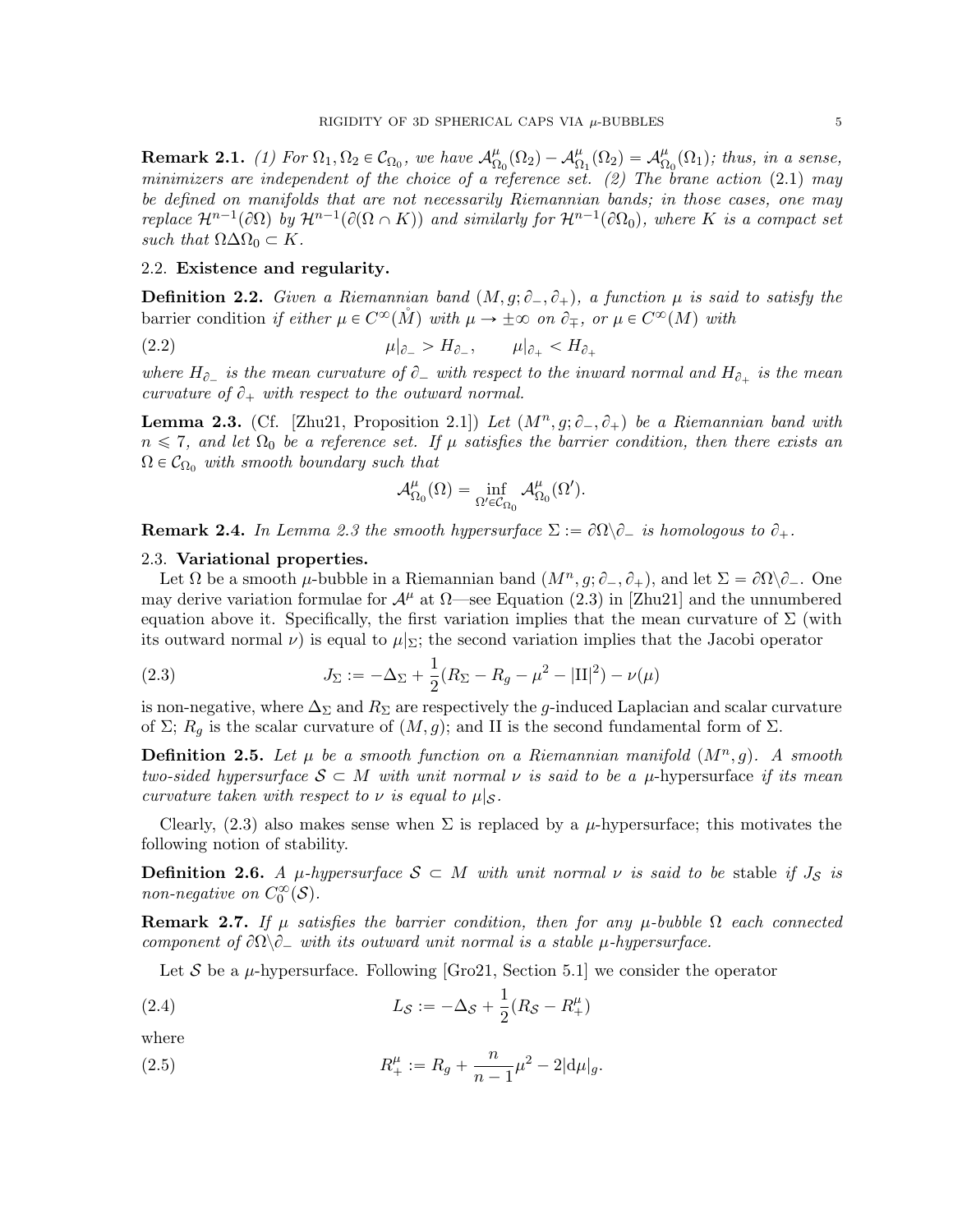**Remark 2.1.** *(1) For $\Omega_1, \Omega_2 \in \mathcal{C}_{\Omega_0}$, we have $\mathcal{A}^\mu_{\Omega_0}(\Omega_2) - \mathcal{A}^\mu_{\Omega_1}(\Omega_2) = \mathcal{A}^\mu_{\Omega_0}(\Omega_1)$; thus, in a sense, minimizers are independent of the choice of a reference set. (2) The brane action* (2.1) *may be defined on manifolds that are not necessarily Riemannian bands; in those cases, one may replace $\mathcal{H}^{n-1}(\partial\Omega)$ by $\mathcal{H}^{n-1}(\partial(\Omega \cap K))$ and similarly for $\mathcal{H}^{n-1}(\partial\Omega_0)$, where $K$ is a compact set such that $\Omega\Delta\Omega_0 \subset K$.*

### 2.2. Existence and regularity.

**Definition 2.2.** *Given a Riemannian band $(M, g; \partial_-, \partial_+)$, a function $\mu$ is said to satisfy the* barrier condition *if either $\mu \in C^\infty(\mathring{M})$ with $\mu \to \pm\infty$ on $\partial_\mp$, or $\mu \in C^\infty(M)$ with*

$$\mu|_{\partial_-} > H_{\partial_-}, \qquad \mu|_{\partial_+} < H_{\partial_+} \tag{2.2}$$

*where $H_{\partial_-}$ is the mean curvature of $\partial_-$ with respect to the inward normal and $H_{\partial_+}$ is the mean curvature of $\partial_+$ with respect to the outward normal.*

**Lemma 2.3.** (Cf. [Zhu21, Proposition 2.1]) *Let $(M^n, g; \partial_-, \partial_+)$ be a Riemannian band with $n \leqslant 7$, and let $\Omega_0$ be a reference set. If $\mu$ satisfies the barrier condition, then there exists an $\Omega \in \mathcal{C}_{\Omega_0}$ with smooth boundary such that*

$$\mathcal{A}^\mu_{\Omega_0}(\Omega) = \inf_{\Omega' \in \mathcal{C}_{\Omega_0}} \mathcal{A}^\mu_{\Omega_0}(\Omega').$$

**Remark 2.4.** *In Lemma 2.3 the smooth hypersurface $\Sigma := \partial\Omega \backslash \partial_-$ is homologous to $\partial_+$.*

### 2.3. Variational properties.

Let $\Omega$ be a smooth $\mu$-bubble in a Riemannian band $(M^n, g; \partial_-, \partial_+)$, and let $\Sigma = \partial\Omega\backslash\partial_-$. One may derive variation formulae for $\mathcal{A}^\mu$ at $\Omega$—see Equation (2.3) in [Zhu21] and the unnumbered equation above it. Specifically, the first variation implies that the mean curvature of $\Sigma$ (with its outward normal $\nu$) is equal to $\mu|_\Sigma$; the second variation implies that the Jacobi operator

$$J_\Sigma := -\Delta_\Sigma + \frac{1}{2}(R_\Sigma - R_g - \mu^2 - |\mathrm{II}|^2) - \nu(\mu) \tag{2.3}$$

is non-negative, where $\Delta_\Sigma$ and $R_\Sigma$ are respectively the $g$-induced Laplacian and scalar curvature of $\Sigma$; $R_g$ is the scalar curvature of $(M, g)$; and II is the second fundamental form of $\Sigma$.

**Definition 2.5.** *Let $\mu$ be a smooth function on a Riemannian manifold $(M^n, g)$. A smooth two-sided hypersurface $\mathcal{S} \subset M$ with unit normal $\nu$ is said to be a* $\mu$-hypersurface *if its mean curvature taken with respect to $\nu$ is equal to $\mu|_\mathcal{S}$.*

Clearly, (2.3) also makes sense when $\Sigma$ is replaced by a $\mu$-hypersurface; this motivates the following notion of stability.

**Definition 2.6.** *A $\mu$-hypersurface $\mathcal{S} \subset M$ with unit normal $\nu$ is said to be* stable *if $J_\mathcal{S}$ is non-negative on $C^\infty_0(\mathcal{S})$.*

**Remark 2.7.** *If $\mu$ satisfies the barrier condition, then for any $\mu$-bubble $\Omega$ each connected component of $\partial\Omega\backslash\partial_-$ with its outward unit normal is a stable $\mu$-hypersurface.*

Let $\mathcal{S}$ be a $\mu$-hypersurface. Following [Gro21, Section 5.1] we consider the operator

$$L_\mathcal{S} := -\Delta_\mathcal{S} + \frac{1}{2}(R_\mathcal{S} - R^\mu_+) \tag{2.4}$$

where

$$R^\mu_+ := R_g + \frac{n}{n-1}\mu^2 - 2|\mathrm{d}\mu|_g. \tag{2.5}$$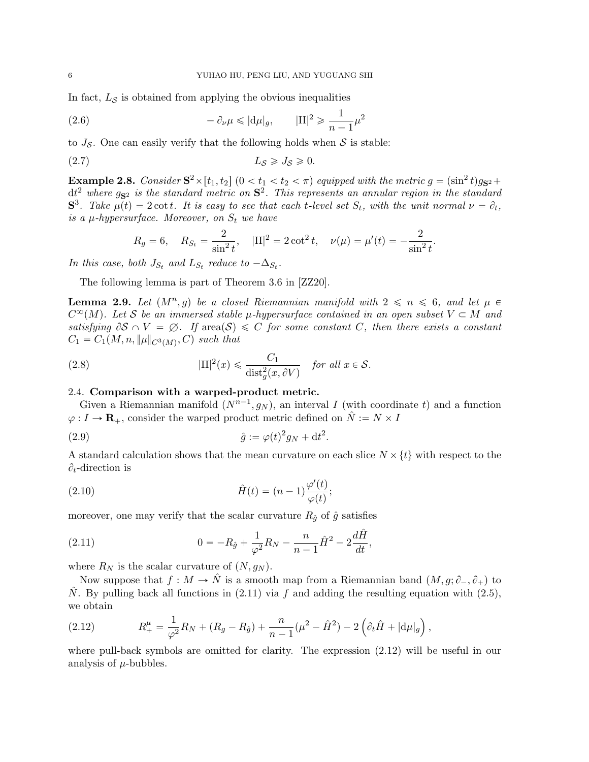In fact, $L_{\mathcal{S}}$ is obtained from applying the obvious inequalities

$$-\partial_\nu \mu \leqslant |\mathrm{d}\mu|_g, \qquad |\mathrm{II}|^2 \geqslant \frac{1}{n-1}\mu^2 \tag{2.6}$$

to $J_{\mathcal{S}}$. One can easily verify that the following holds when $\mathcal{S}$ is stable:

$$L_{\mathcal{S}} \geqslant J_{\mathcal{S}} \geqslant 0. \tag{2.7}$$

**Example 2.8.** *Consider $\mathbf{S}^2 \times [t_1, t_2]$ $(0 < t_1 < t_2 < \pi)$ equipped with the metric $g = (\sin^2 t) g_{\mathbf{S}^2} + \mathrm{d}t^2$ where $g_{\mathbf{S}^2}$ is the standard metric on $\mathbf{S}^2$. This represents an annular region in the standard $\mathbf{S}^3$. Take $\mu(t) = 2\cot t$. It is easy to see that each $t$-level set $S_t$, with the unit normal $\nu = \partial_t$, is a $\mu$-hypersurface. Moreover, on $S_t$ we have*

$$R_g = 6, \quad R_{S_t} = \frac{2}{\sin^2 t}, \quad |\mathrm{II}|^2 = 2\cot^2 t, \quad \nu(\mu) = \mu'(t) = -\frac{2}{\sin^2 t}.$$

*In this case, both $J_{S_t}$ and $L_{S_t}$ reduce to $-\Delta_{S_t}$.*

The following lemma is part of Theorem 3.6 in [ZZ20].

**Lemma 2.9.** *Let $(M^n, g)$ be a closed Riemannian manifold with $2 \leqslant n \leqslant 6$, and let $\mu \in C^\infty(M)$. Let $\mathcal{S}$ be an immersed stable $\mu$-hypersurface contained in an open subset $V \subset M$ and satisfying $\partial\mathcal{S} \cap V = \varnothing$. If $\operatorname{area}(\mathcal{S}) \leqslant C$ for some constant $C$, then there exists a constant $C_1 = C_1(M, n, \|\mu\|_{C^3(M)}, C)$ such that*

$$|\mathrm{II}|^2(x) \leqslant \frac{C_1}{\operatorname{dist}_g^2(x, \partial V)} \quad \textit{for all } x \in \mathcal{S}. \tag{2.8}$$

### 2.4. Comparison with a warped-product metric.

Given a Riemannian manifold $(N^{n-1}, g_N)$, an interval $I$ (with coordinate $t$) and a function $\varphi : I \to \mathbf{R}_+$, consider the warped product metric defined on $\hat{N} := N \times I$

$$\hat{g} := \varphi(t)^2 g_N + \mathrm{d}t^2. \tag{2.9}$$

A standard calculation shows that the mean curvature on each slice $N \times \{t\}$ with respect to the $\partial_t$-direction is

$$\hat{H}(t) = (n-1)\frac{\varphi'(t)}{\varphi(t)}; \tag{2.10}$$

moreover, one may verify that the scalar curvature $R_{\hat{g}}$ of $\hat{g}$ satisfies

$$0 = -R_{\hat{g}} + \frac{1}{\varphi^2} R_N - \frac{n}{n-1}\hat{H}^2 - 2\frac{d\hat{H}}{dt}, \tag{2.11}$$

where $R_N$ is the scalar curvature of $(N, g_N)$.

Now suppose that $f : M \to \hat{N}$ is a smooth map from a Riemannian band $(M, g; \partial_-, \partial_+)$ to $\hat{N}$. By pulling back all functions in (2.11) via $f$ and adding the resulting equation with (2.5), we obtain

$$R_+^\mu = \frac{1}{\varphi^2} R_N + (R_g - R_{\hat{g}}) + \frac{n}{n-1}(\mu^2 - \hat{H}^2) - 2\left(\partial_t \hat{H} + |\mathrm{d}\mu|_g\right), \tag{2.12}$$

where pull-back symbols are omitted for clarity. The expression (2.12) will be useful in our analysis of $\mu$-bubbles.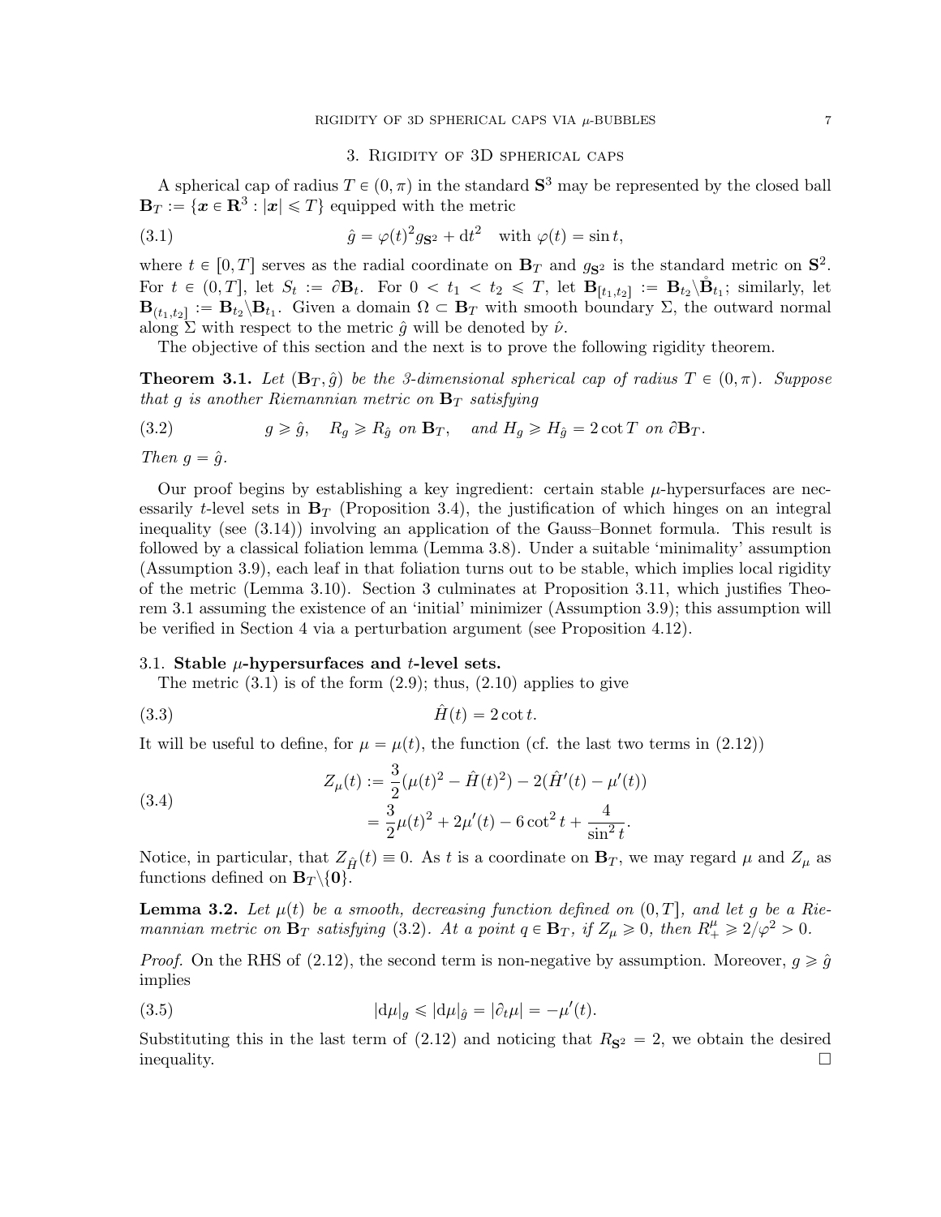## 3. Rigidity of 3D spherical caps

A spherical cap of radius $T \in (0, \pi)$ in the standard $\mathbf{S}^3$ may be represented by the closed ball $\mathbf{B}_T := \{\boldsymbol{x} \in \mathbf{R}^3 : |\boldsymbol{x}| \leqslant T\}$ equipped with the metric

$$\hat{g} = \varphi(t)^2 g_{\mathbf{S}^2} + \mathrm{d}t^2 \quad \text{with } \varphi(t) = \sin t, \tag{3.1}$$

where $t \in [0, T]$ serves as the radial coordinate on $\mathbf{B}_T$ and $g_{\mathbf{S}^2}$ is the standard metric on $\mathbf{S}^2$. For $t \in (0, T]$, let $S_t := \partial \mathbf{B}_t$. For $0 < t_1 < t_2 \leqslant T$, let $\mathbf{B}_{[t_1,t_2]} := \mathbf{B}_{t_2} \backslash \mathring{\mathbf{B}}_{t_1}$; similarly, let $\mathbf{B}_{(t_1,t_2]} := \mathbf{B}_{t_2} \backslash \mathbf{B}_{t_1}$. Given a domain $\Omega \subset \mathbf{B}_T$ with smooth boundary $\Sigma$, the outward normal along $\Sigma$ with respect to the metric $\hat{g}$ will be denoted by $\hat{\nu}$.

The objective of this section and the next is to prove the following rigidity theorem.

**Theorem 3.1.** *Let $(\mathbf{B}_T, \hat{g})$ be the 3-dimensional spherical cap of radius $T \in (0, \pi)$. Suppose that $g$ is another Riemannian metric on $\mathbf{B}_T$ satisfying*

$$g \geqslant \hat{g}, \quad R_g \geqslant R_{\hat{g}} \text{ on } \mathbf{B}_T, \quad \text{and } H_g \geqslant H_{\hat{g}} = 2 \cot T \text{ on } \partial \mathbf{B}_T. \tag{3.2}$$

*Then $g = \hat{g}$.*

Our proof begins by establishing a key ingredient: certain stable $\mu$-hypersurfaces are necessarily $t$-level sets in $\mathbf{B}_T$ (Proposition 3.4), the justification of which hinges on an integral inequality (see (3.14)) involving an application of the Gauss–Bonnet formula. This result is followed by a classical foliation lemma (Lemma 3.8). Under a suitable 'minimality' assumption (Assumption 3.9), each leaf in that foliation turns out to be stable, which implies local rigidity of the metric (Lemma 3.10). Section 3 culminates at Proposition 3.11, which justifies Theorem 3.1 assuming the existence of an 'initial' minimizer (Assumption 3.9); this assumption will be verified in Section 4 via a perturbation argument (see Proposition 4.12).

### 3.1. Stable $\mu$-hypersurfaces and $t$-level sets.

The metric (3.1) is of the form (2.9); thus, (2.10) applies to give

$$\hat{H}(t) = 2 \cot t. \tag{3.3}$$

It will be useful to define, for $\mu = \mu(t)$, the function (cf. the last two terms in (2.12))

$$\begin{aligned} Z_\mu(t) &:= \frac{3}{2}(\mu(t)^2 - \hat{H}(t)^2) - 2(\hat{H}'(t) - \mu'(t)) \\ &= \frac{3}{2}\mu(t)^2 + 2\mu'(t) - 6\cot^2 t + \frac{4}{\sin^2 t}. \end{aligned} \tag{3.4}$$

Notice, in particular, that $Z_{\hat{H}}(t) \equiv 0$. As $t$ is a coordinate on $\mathbf{B}_T$, we may regard $\mu$ and $Z_\mu$ as functions defined on $\mathbf{B}_T \backslash \{\mathbf{0}\}$.

**Lemma 3.2.** *Let $\mu(t)$ be a smooth, decreasing function defined on $(0, T]$, and let $g$ be a Riemannian metric on $\mathbf{B}_T$ satisfying (3.2). At a point $q \in \mathbf{B}_T$, if $Z_\mu \geqslant 0$, then $R_+^\mu \geqslant 2/\varphi^2 > 0$.*

*Proof.* On the RHS of (2.12), the second term is non-negative by assumption. Moreover, $g \geqslant \hat{g}$ implies

$$|\mathrm{d}\mu|_g \leqslant |\mathrm{d}\mu|_{\hat{g}} = |\partial_t \mu| = -\mu'(t). \tag{3.5}$$

Substituting this in the last term of (2.12) and noticing that $R_{\mathbf{S}^2} = 2$, we obtain the desired inequality. $\square$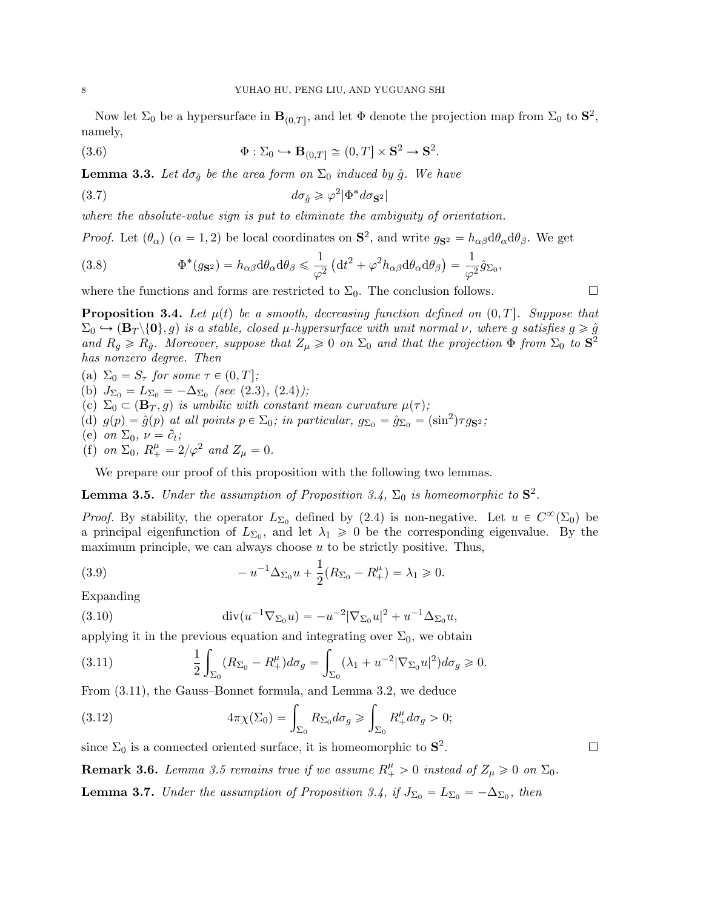Now let $\Sigma_0$ be a hypersurface in $\mathbf{B}_{(0,T]}$, and let $\Phi$ denote the projection map from $\Sigma_0$ to $\mathbf{S}^2$, namely,

$$\Phi : \Sigma_0 \hookrightarrow \mathbf{B}_{(0,T]} \cong (0,T] \times \mathbf{S}^2 \to \mathbf{S}^2. \tag{3.6}$$

**Lemma 3.3.** *Let $d\sigma_{\hat{g}}$ be the area form on $\Sigma_0$ induced by $\hat{g}$. We have*

$$d\sigma_{\hat{g}} \geqslant \varphi^2 |\Phi^* d\sigma_{\mathbf{S}^2}| \tag{3.7}$$

*where the absolute-value sign is put to eliminate the ambiguity of orientation.*

*Proof.* Let $(\theta_\alpha)$ $(\alpha = 1,2)$ be local coordinates on $\mathbf{S}^2$, and write $g_{\mathbf{S}^2} = h_{\alpha\beta} \mathrm{d}\theta_\alpha \mathrm{d}\theta_\beta$. We get

$$\Phi^*(g_{\mathbf{S}^2}) = h_{\alpha\beta}\mathrm{d}\theta_\alpha \mathrm{d}\theta_\beta \leqslant \frac{1}{\varphi^2}\left(\mathrm{d}t^2 + \varphi^2 h_{\alpha\beta}\mathrm{d}\theta_\alpha\mathrm{d}\theta_\beta\right) = \frac{1}{\varphi^2}\hat{g}_{\Sigma_0}, \tag{3.8}$$

where the functions and forms are restricted to $\Sigma_0$. The conclusion follows. $\square$

**Proposition 3.4.** *Let $\mu(t)$ be a smooth, decreasing function defined on $(0,T]$. Suppose that $\Sigma_0 \hookrightarrow (\mathbf{B}_T\backslash\{\mathbf{0}\}, g)$ is a stable, closed $\mu$-hypersurface with unit normal $\nu$, where $g$ satisfies $g \geqslant \hat{g}$ and $R_g \geqslant R_{\hat{g}}$. Moreover, suppose that $Z_\mu \geqslant 0$ on $\Sigma_0$ and that the projection $\Phi$ from $\Sigma_0$ to $\mathbf{S}^2$ has nonzero degree. Then*

(a) *$\Sigma_0 = S_\tau$ for some $\tau \in (0,T]$;*
(b) *$J_{\Sigma_0} = L_{\Sigma_0} = -\Delta_{\Sigma_0}$ (see (2.3), (2.4));*
(c) *$\Sigma_0 \subset (\mathbf{B}_T, g)$ is umbilic with constant mean curvature $\mu(\tau)$;*
(d) *$g(p) = \hat{g}(p)$ at all points $p \in \Sigma_0$; in particular, $g_{\Sigma_0} = \hat{g}_{\Sigma_0} = (\sin^2)\tau g_{\mathbf{S}^2}$;*
(e) *on $\Sigma_0$, $\nu = \partial_t$;*
(f) *on $\Sigma_0$, $R^\mu_+ = 2/\varphi^2$ and $Z_\mu = 0$.*

We prepare our proof of this proposition with the following two lemmas.

**Lemma 3.5.** *Under the assumption of Proposition 3.4, $\Sigma_0$ is homeomorphic to $\mathbf{S}^2$.*

*Proof.* By stability, the operator $L_{\Sigma_0}$ defined by (2.4) is non-negative. Let $u \in C^\infty(\Sigma_0)$ be a principal eigenfunction of $L_{\Sigma_0}$, and let $\lambda_1 \geqslant 0$ be the corresponding eigenvalue. By the maximum principle, we can always choose $u$ to be strictly positive. Thus,

$$-u^{-1}\Delta_{\Sigma_0} u + \frac{1}{2}(R_{\Sigma_0} - R^\mu_+) = \lambda_1 \geqslant 0. \tag{3.9}$$

Expanding

$$\mathrm{div}(u^{-1}\nabla_{\Sigma_0} u) = -u^{-2}|\nabla_{\Sigma_0} u|^2 + u^{-1}\Delta_{\Sigma_0} u, \tag{3.10}$$

applying it in the previous equation and integrating over $\Sigma_0$, we obtain

$$\frac{1}{2}\int_{\Sigma_0}(R_{\Sigma_0} - R^\mu_+)d\sigma_g = \int_{\Sigma_0}(\lambda_1 + u^{-2}|\nabla_{\Sigma_0} u|^2)d\sigma_g \geqslant 0. \tag{3.11}$$

From (3.11), the Gauss–Bonnet formula, and Lemma 3.2, we deduce

$$4\pi\chi(\Sigma_0) = \int_{\Sigma_0} R_{\Sigma_0} d\sigma_g \geqslant \int_{\Sigma_0} R^\mu_+ d\sigma_g > 0; \tag{3.12}$$

since $\Sigma_0$ is a connected oriented surface, it is homeomorphic to $\mathbf{S}^2$. $\square$

**Remark 3.6.** *Lemma 3.5 remains true if we assume $R^\mu_+ > 0$ instead of $Z_\mu \geqslant 0$ on $\Sigma_0$.*

**Lemma 3.7.** *Under the assumption of Proposition 3.4, if $J_{\Sigma_0} = L_{\Sigma_0} = -\Delta_{\Sigma_0}$, then*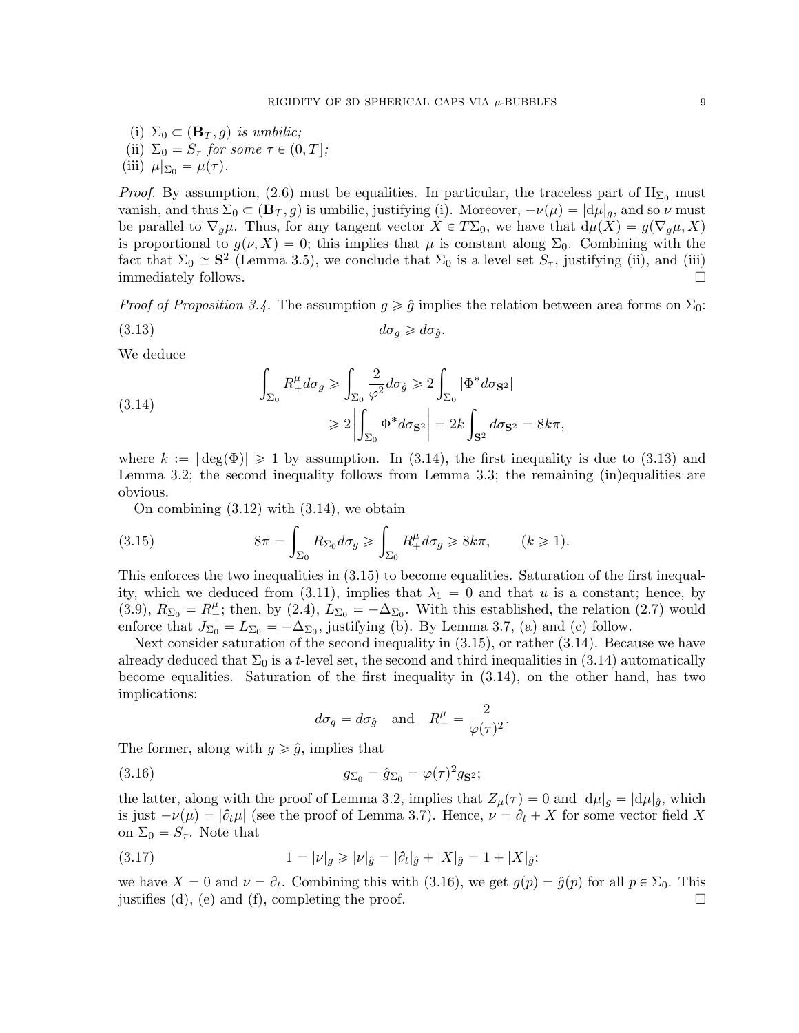(i) $\Sigma_0 \subset (\mathbf{B}_T, g)$ *is umbilic;*
(ii) $\Sigma_0 = S_\tau$ *for some* $\tau \in (0, T]$*;*
(iii) $\mu|_{\Sigma_0} = \mu(\tau)$.

*Proof.* By assumption, (2.6) must be equalities. In particular, the traceless part of $\mathrm{II}_{\Sigma_0}$ must vanish, and thus $\Sigma_0 \subset (\mathbf{B}_T, g)$ is umbilic, justifying (i). Moreover, $-\nu(\mu) = |\mathrm{d}\mu|_g$, and so $\nu$ must be parallel to $\nabla_g \mu$. Thus, for any tangent vector $X \in T\Sigma_0$, we have that $\mathrm{d}\mu(X) = g(\nabla_g \mu, X)$ is proportional to $g(\nu, X) = 0$; this implies that $\mu$ is constant along $\Sigma_0$. Combining with the fact that $\Sigma_0 \cong \mathbf{S}^2$ (Lemma 3.5), we conclude that $\Sigma_0$ is a level set $S_\tau$, justifying (ii), and (iii) immediately follows. $\square$

*Proof of Proposition 3.4.* The assumption $g \geqslant \hat{g}$ implies the relation between area forms on $\Sigma_0$:

$$d\sigma_g \geqslant d\sigma_{\hat{g}}. \tag{3.13}$$

We deduce

$$\begin{aligned} \int_{\Sigma_0} R_+^\mu d\sigma_g &\geqslant \int_{\Sigma_0} \frac{2}{\varphi^2} d\sigma_{\hat{g}} \geqslant 2 \int_{\Sigma_0} |\Phi^* d\sigma_{\mathbf{S}^2}| \\ &\geqslant 2 \left| \int_{\Sigma_0} \Phi^* d\sigma_{\mathbf{S}^2} \right| = 2k \int_{\mathbf{S}^2} d\sigma_{\mathbf{S}^2} = 8k\pi, \end{aligned} \tag{3.14}$$

where $k := |\deg(\Phi)| \geqslant 1$ by assumption. In (3.14), the first inequality is due to (3.13) and Lemma 3.2; the second inequality follows from Lemma 3.3; the remaining (in)equalities are obvious.

On combining (3.12) with (3.14), we obtain

$$8\pi = \int_{\Sigma_0} R_{\Sigma_0} d\sigma_g \geqslant \int_{\Sigma_0} R_+^\mu d\sigma_g \geqslant 8k\pi, \qquad (k \geqslant 1). \tag{3.15}$$

This enforces the two inequalities in (3.15) to become equalities. Saturation of the first inequality, which we deduced from (3.11), implies that $\lambda_1 = 0$ and that $u$ is a constant; hence, by (3.9), $R_{\Sigma_0} = R_+^\mu$; then, by (2.4), $L_{\Sigma_0} = -\Delta_{\Sigma_0}$. With this established, the relation (2.7) would enforce that $J_{\Sigma_0} = L_{\Sigma_0} = -\Delta_{\Sigma_0}$, justifying (b). By Lemma 3.7, (a) and (c) follow.

Next consider saturation of the second inequality in (3.15), or rather (3.14). Because we have already deduced that $\Sigma_0$ is a $t$-level set, the second and third inequalities in (3.14) automatically become equalities. Saturation of the first inequality in (3.14), on the other hand, has two implications:

$$d\sigma_g = d\sigma_{\hat{g}} \quad \text{and} \quad R_+^\mu = \frac{2}{\varphi(\tau)^2}.$$

The former, along with $g \geqslant \hat{g}$, implies that

$$g_{\Sigma_0} = \hat{g}_{\Sigma_0} = \varphi(\tau)^2 g_{\mathbf{S}^2}; \tag{3.16}$$

the latter, along with the proof of Lemma 3.2, implies that $Z_\mu(\tau) = 0$ and $|\mathrm{d}\mu|_g = |\mathrm{d}\mu|_{\hat{g}}$, which is just $-\nu(\mu) = |\partial_t \mu|$ (see the proof of Lemma 3.7). Hence, $\nu = \partial_t + X$ for some vector field $X$ on $\Sigma_0 = S_\tau$. Note that

$$1 = |\nu|_g \geqslant |\nu|_{\hat{g}} = |\partial_t|_{\hat{g}} + |X|_{\hat{g}} = 1 + |X|_{\hat{g}}; \tag{3.17}$$

we have $X = 0$ and $\nu = \partial_t$. Combining this with (3.16), we get $g(p) = \hat{g}(p)$ for all $p \in \Sigma_0$. This justifies (d), (e) and (f), completing the proof. $\square$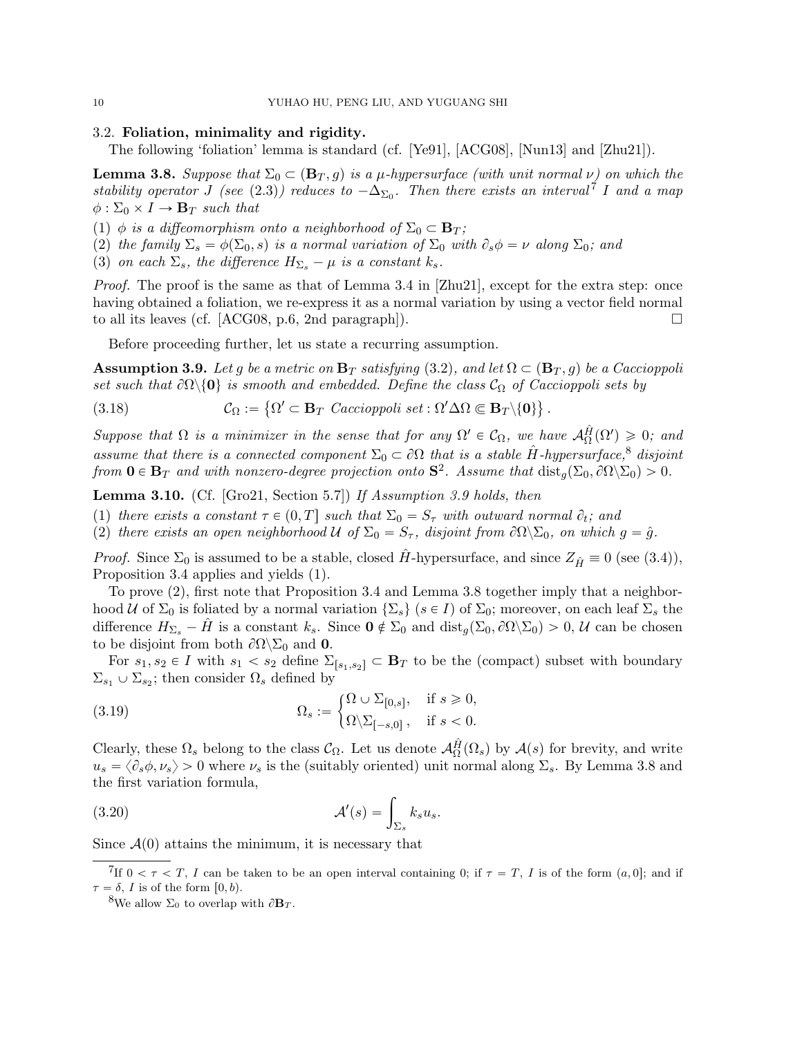### 3.2. Foliation, minimality and rigidity.

The following 'foliation' lemma is standard (cf. [Ye91], [ACG08], [Nun13] and [Zhu21]).

**Lemma 3.8.** *Suppose that $\Sigma_0 \subset (\mathbf{B}_T, g)$ is a $\mu$-hypersurface (with unit normal $\nu$) on which the stability operator $J$ (see (2.3)) reduces to $-\Delta_{\Sigma_0}$. Then there exists an interval*[7] *$I$ and a map $\phi : \Sigma_0 \times I \to \mathbf{B}_T$ such that*

(1) *$\phi$ is a diffeomorphism onto a neighborhood of $\Sigma_0 \subset \mathbf{B}_T$;*
(2) *the family $\Sigma_s = \phi(\Sigma_0, s)$ is a normal variation of $\Sigma_0$ with $\partial_s \phi = \nu$ along $\Sigma_0$; and*
(3) *on each $\Sigma_s$, the difference $H_{\Sigma_s} - \mu$ is a constant $k_s$.*

*Proof.* The proof is the same as that of Lemma 3.4 in [Zhu21], except for the extra step: once having obtained a foliation, we re-express it as a normal variation by using a vector field normal to all its leaves (cf. [ACG08, p.6, 2nd paragraph]). $\square$

Before proceeding further, let us state a recurring assumption.

**Assumption 3.9.** *Let $g$ be a metric on $\mathbf{B}_T$ satisfying (3.2), and let $\Omega \subset (\mathbf{B}_T, g)$ be a Caccioppoli set such that $\partial\Omega \backslash \{\mathbf{0}\}$ is smooth and embedded. Define the class $\mathcal{C}_\Omega$ of Caccioppoli sets by*

$$\mathcal{C}_\Omega := \left\{ \Omega' \subset \mathbf{B}_T \text{ Caccioppoli set} : \Omega' \Delta \Omega \Subset \mathbf{B}_T \backslash \{\mathbf{0}\} \right\}. \tag{3.18}$$

*Suppose that $\Omega$ is a minimizer in the sense that for any $\Omega' \in \mathcal{C}_\Omega$, we have $\mathcal{A}^{\hat{H}}_\Omega(\Omega') \geqslant 0$; and assume that there is a connected component $\Sigma_0 \subset \partial\Omega$ that is a stable $\hat{H}$-hypersurface,*[8] *disjoint from $\mathbf{0} \in \mathbf{B}_T$ and with nonzero-degree projection onto $\mathbf{S}^2$. Assume that $\mathrm{dist}_g(\Sigma_0, \partial\Omega \backslash \Sigma_0) > 0$.*

**Lemma 3.10.** (Cf. [Gro21, Section 5.7]) *If Assumption 3.9 holds, then*

(1) *there exists a constant $\tau \in (0, T]$ such that $\Sigma_0 = S_\tau$ with outward normal $\partial_t$; and*
(2) *there exists an open neighborhood $\mathcal{U}$ of $\Sigma_0 = S_\tau$, disjoint from $\partial\Omega \backslash \Sigma_0$, on which $g = \hat{g}$.*

*Proof.* Since $\Sigma_0$ is assumed to be a stable, closed $\hat{H}$-hypersurface, and since $Z_{\hat{H}} \equiv 0$ (see (3.4)), Proposition 3.4 applies and yields (1).

To prove (2), first note that Proposition 3.4 and Lemma 3.8 together imply that a neighborhood $\mathcal{U}$ of $\Sigma_0$ is foliated by a normal variation $\{\Sigma_s\}$ $(s \in I)$ of $\Sigma_0$; moreover, on each leaf $\Sigma_s$ the difference $H_{\Sigma_s} - \hat{H}$ is a constant $k_s$. Since $\mathbf{0} \notin \Sigma_0$ and $\mathrm{dist}_g(\Sigma_0, \partial\Omega \backslash \Sigma_0) > 0$, $\mathcal{U}$ can be chosen to be disjoint from both $\partial\Omega \backslash \Sigma_0$ and $\mathbf{0}$.

For $s_1, s_2 \in I$ with $s_1 < s_2$ define $\Sigma_{[s_1, s_2]} \subset \mathbf{B}_T$ to be the (compact) subset with boundary $\Sigma_{s_1} \cup \Sigma_{s_2}$; then consider $\Omega_s$ defined by

$$\Omega_s := \begin{cases} \Omega \cup \Sigma_{[0,s]}, & \text{if } s \geqslant 0, \\ \Omega \backslash \Sigma_{[-s,0]}, & \text{if } s < 0. \end{cases} \tag{3.19}$$

Clearly, these $\Omega_s$ belong to the class $\mathcal{C}_\Omega$. Let us denote $\mathcal{A}^{\hat{H}}_\Omega(\Omega_s)$ by $\mathcal{A}(s)$ for brevity, and write $u_s = \langle \partial_s \phi, \nu_s \rangle > 0$ where $\nu_s$ is the (suitably oriented) unit normal along $\Sigma_s$. By Lemma 3.8 and the first variation formula,

$$\mathcal{A}'(s) = \int_{\Sigma_s} k_s u_s. \tag{3.20}$$

Since $\mathcal{A}(0)$ attains the minimum, it is necessary that

---

[7] If $0 < \tau < T$, $I$ can be taken to be an open interval containing 0; if $\tau = T$, $I$ is of the form $(a, 0]$; and if $\tau = \delta$, $I$ is of the form $[0, b)$.

[8] We allow $\Sigma_0$ to overlap with $\partial\mathbf{B}_T$.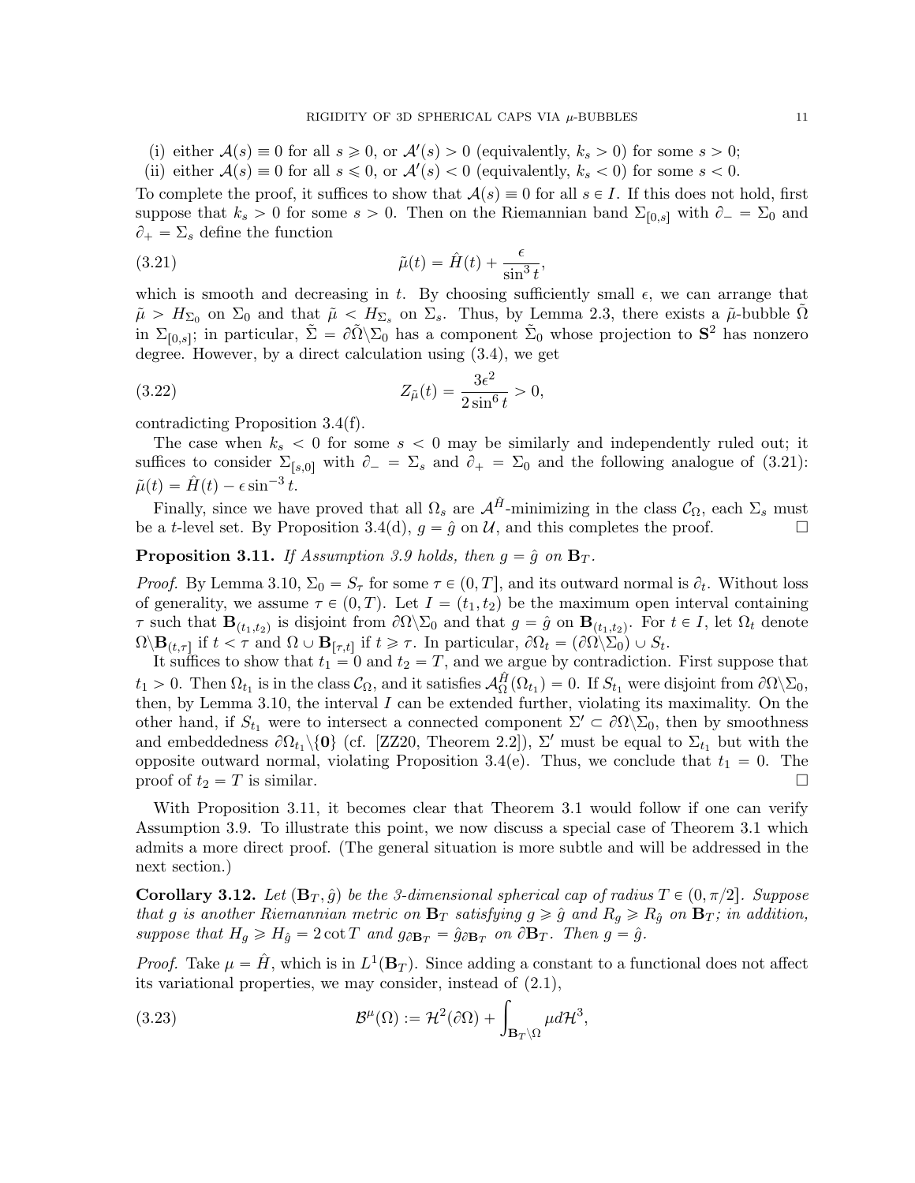(i) either $\mathcal{A}(s) \equiv 0$ for all $s \geqslant 0$, or $\mathcal{A}'(s) > 0$ (equivalently, $k_s > 0$) for some $s > 0$;
(ii) either $\mathcal{A}(s) \equiv 0$ for all $s \leqslant 0$, or $\mathcal{A}'(s) < 0$ (equivalently, $k_s < 0$) for some $s < 0$.

To complete the proof, it suffices to show that $\mathcal{A}(s) \equiv 0$ for all $s \in I$. If this does not hold, first suppose that $k_s > 0$ for some $s > 0$. Then on the Riemannian band $\Sigma_{[0,s]}$ with $\partial_- = \Sigma_0$ and $\partial_+ = \Sigma_s$ define the function

$$\tilde{\mu}(t) = \hat{H}(t) + \frac{\epsilon}{\sin^3 t}, \tag{3.21}$$

which is smooth and decreasing in $t$. By choosing sufficiently small $\epsilon$, we can arrange that $\tilde{\mu} > H_{\Sigma_0}$ on $\Sigma_0$ and that $\tilde{\mu} < H_{\Sigma_s}$ on $\Sigma_s$. Thus, by Lemma 2.3, there exists a $\tilde{\mu}$-bubble $\tilde{\Omega}$ in $\Sigma_{[0,s]}$; in particular, $\tilde{\Sigma} = \partial\tilde{\Omega}\backslash\Sigma_0$ has a component $\tilde{\Sigma}_0$ whose projection to $\mathbf{S}^2$ has nonzero degree. However, by a direct calculation using (3.4), we get

$$Z_{\tilde{\mu}}(t) = \frac{3\epsilon^2}{2\sin^6 t} > 0, \tag{3.22}$$

contradicting Proposition 3.4(f).

The case when $k_s < 0$ for some $s < 0$ may be similarly and independently ruled out; it suffices to consider $\Sigma_{[s,0]}$ with $\partial_- = \Sigma_s$ and $\partial_+ = \Sigma_0$ and the following analogue of (3.21): $\tilde{\mu}(t) = \hat{H}(t) - \epsilon \sin^{-3} t$.

Finally, since we have proved that all $\Omega_s$ are $\mathcal{A}^{\hat{H}}$-minimizing in the class $\mathcal{C}_\Omega$, each $\Sigma_s$ must be a $t$-level set. By Proposition 3.4(d), $g = \hat{g}$ on $\mathcal{U}$, and this completes the proof. □

**Proposition 3.11.** *If Assumption 3.9 holds, then $g = \hat{g}$ on $\mathbf{B}_T$.*

*Proof.* By Lemma 3.10, $\Sigma_0 = S_\tau$ for some $\tau \in (0, T]$, and its outward normal is $\partial_t$. Without loss of generality, we assume $\tau \in (0, T)$. Let $I = (t_1, t_2)$ be the maximum open interval containing $\tau$ such that $\mathbf{B}_{(t_1,t_2)}$ is disjoint from $\partial\Omega\backslash\Sigma_0$ and that $g = \hat{g}$ on $\mathbf{B}_{(t_1,t_2)}$. For $t \in I$, let $\Omega_t$ denote $\Omega\backslash\mathbf{B}_{(t,\tau]}$ if $t < \tau$ and $\Omega \cup \mathbf{B}_{[\tau,t]}$ if $t \geqslant \tau$. In particular, $\partial\Omega_t = (\partial\Omega\backslash\Sigma_0) \cup S_t$.

It suffices to show that $t_1 = 0$ and $t_2 = T$, and we argue by contradiction. First suppose that $t_1 > 0$. Then $\Omega_{t_1}$ is in the class $\mathcal{C}_\Omega$, and it satisfies $\mathcal{A}^{\hat{H}}_\Omega(\Omega_{t_1}) = 0$. If $S_{t_1}$ were disjoint from $\partial\Omega\backslash\Sigma_0$, then, by Lemma 3.10, the interval $I$ can be extended further, violating its maximality. On the other hand, if $S_{t_1}$ were to intersect a connected component $\Sigma' \subset \partial\Omega\backslash\Sigma_0$, then by smoothness and embeddedness $\partial\Omega_{t_1}\backslash\{\mathbf{0}\}$ (cf. [ZZ20, Theorem 2.2]), $\Sigma'$ must be equal to $\Sigma_{t_1}$ but with the opposite outward normal, violating Proposition 3.4(e). Thus, we conclude that $t_1 = 0$. The proof of $t_2 = T$ is similar. □

With Proposition 3.11, it becomes clear that Theorem 3.1 would follow if one can verify Assumption 3.9. To illustrate this point, we now discuss a special case of Theorem 3.1 which admits a more direct proof. (The general situation is more subtle and will be addressed in the next section.)

**Corollary 3.12.** *Let $(\mathbf{B}_T, \hat{g})$ be the 3-dimensional spherical cap of radius $T \in (0, \pi/2]$. Suppose that $g$ is another Riemannian metric on $\mathbf{B}_T$ satisfying $g \geqslant \hat{g}$ and $R_g \geqslant R_{\hat{g}}$ on $\mathbf{B}_T$; in addition, suppose that $H_g \geqslant H_{\hat{g}} = 2\cot T$ and $g_{\partial\mathbf{B}_T} = \hat{g}_{\partial\mathbf{B}_T}$ on $\partial\mathbf{B}_T$. Then $g = \hat{g}$.*

*Proof.* Take $\mu = \hat{H}$, which is in $L^1(\mathbf{B}_T)$. Since adding a constant to a functional does not affect its variational properties, we may consider, instead of (2.1),

$$\mathcal{B}^\mu(\Omega) := \mathcal{H}^2(\partial\Omega) + \int_{\mathbf{B}_T\backslash\Omega} \mu d\mathcal{H}^3, \tag{3.23}$$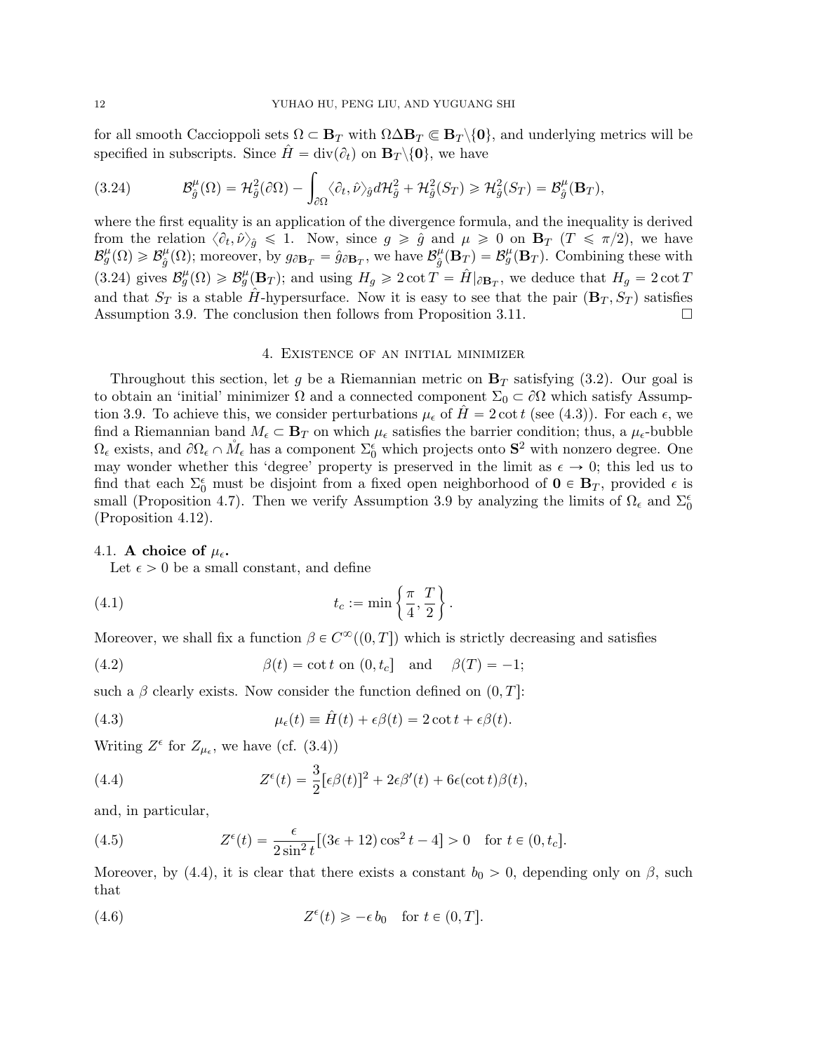for all smooth Caccioppoli sets $\Omega \subset \mathbf{B}_T$ with $\Omega \Delta \mathbf{B}_T \Subset \mathbf{B}_T \backslash \{\mathbf{0}\}$, and underlying metrics will be specified in subscripts. Since $\hat{H} = \operatorname{div}(\partial_t)$ on $\mathbf{B}_T \backslash \{\mathbf{0}\}$, we have

$$
\mathcal{B}^{\mu}_{\hat{g}}(\Omega) = \mathcal{H}^2_{\hat{g}}(\partial \Omega) - \int_{\partial \Omega} \langle \partial_t, \hat{\nu} \rangle_{\hat{g}} d\mathcal{H}^2_{\hat{g}} + \mathcal{H}^2_{\hat{g}}(S_T) \geqslant \mathcal{H}^2_{\hat{g}}(S_T) = \mathcal{B}^{\mu}_{\hat{g}}(\mathbf{B}_T), \tag{3.24}
$$

where the first equality is an application of the divergence formula, and the inequality is derived from the relation $\langle \partial_t, \hat{\nu} \rangle_{\hat{g}} \leqslant 1$. Now, since $g \geqslant \hat{g}$ and $\mu \geqslant 0$ on $\mathbf{B}_T$ ($T \leqslant \pi/2$), we have $\mathcal{B}^{\mu}_{g}(\Omega) \geqslant \mathcal{B}^{\mu}_{\hat{g}}(\Omega)$; moreover, by $g_{\partial \mathbf{B}_T} = \hat{g}_{\partial \mathbf{B}_T}$, we have $\mathcal{B}^{\mu}_{\hat{g}}(\mathbf{B}_T) = \mathcal{B}^{\mu}_{g}(\mathbf{B}_T)$. Combining these with (3.24) gives $\mathcal{B}^{\mu}_{g}(\Omega) \geqslant \mathcal{B}^{\mu}_{g}(\mathbf{B}_T)$; and using $H_g \geqslant 2\cot T = \hat{H}|_{\partial \mathbf{B}_T}$, we deduce that $H_g = 2\cot T$ and that $S_T$ is a stable $\hat{H}$-hypersurface. Now it is easy to see that the pair $(\mathbf{B}_T, S_T)$ satisfies Assumption 3.9. The conclusion then follows from Proposition 3.11. $\square$

## 4. Existence of an initial minimizer

Throughout this section, let $g$ be a Riemannian metric on $\mathbf{B}_T$ satisfying (3.2). Our goal is to obtain an 'initial' minimizer $\Omega$ and a connected component $\Sigma_0 \subset \partial\Omega$ which satisfy Assumption 3.9. To achieve this, we consider perturbations $\mu_\epsilon$ of $\hat{H} = 2\cot t$ (see (4.3)). For each $\epsilon$, we find a Riemannian band $M_\epsilon \subset \mathbf{B}_T$ on which $\mu_\epsilon$ satisfies the barrier condition; thus, a $\mu_\epsilon$-bubble $\Omega_\epsilon$ exists, and $\partial\Omega_\epsilon \cap \mathring{M}_\epsilon$ has a component $\Sigma^\epsilon_0$ which projects onto $\mathbf{S}^2$ with nonzero degree. One may wonder whether this 'degree' property is preserved in the limit as $\epsilon \to 0$; this led us to find that each $\Sigma^\epsilon_0$ must be disjoint from a fixed open neighborhood of $\mathbf{0} \in \mathbf{B}_T$, provided $\epsilon$ is small (Proposition 4.7). Then we verify Assumption 3.9 by analyzing the limits of $\Omega_\epsilon$ and $\Sigma^\epsilon_0$ (Proposition 4.12).

### 4.1. A choice of $\mu_\epsilon$.

Let $\epsilon > 0$ be a small constant, and define

$$
t_c := \min\left\{\frac{\pi}{4}, \frac{T}{2}\right\}. \tag{4.1}
$$

Moreover, we shall fix a function $\beta \in C^\infty((0,T])$ which is strictly decreasing and satisfies

$$
\beta(t) = \cot t \text{ on } (0, t_c] \quad \text{and} \quad \beta(T) = -1; \tag{4.2}
$$

such a $\beta$ clearly exists. Now consider the function defined on $(0,T]$:

$$
\mu_\epsilon(t) \equiv \hat{H}(t) + \epsilon\beta(t) = 2\cot t + \epsilon\beta(t). \tag{4.3}
$$

Writing $Z^\epsilon$ for $Z_{\mu_\epsilon}$, we have (cf. (3.4))

$$
Z^\epsilon(t) = \frac{3}{2}[\epsilon\beta(t)]^2 + 2\epsilon\beta'(t) + 6\epsilon(\cot t)\beta(t), \tag{4.4}
$$

and, in particular,

$$
Z^\epsilon(t) = \frac{\epsilon}{2\sin^2 t}[(3\epsilon + 12)\cos^2 t - 4] > 0 \quad \text{for } t \in (0, t_c]. \tag{4.5}
$$

Moreover, by (4.4), it is clear that there exists a constant $b_0 > 0$, depending only on $\beta$, such that

$$
Z^\epsilon(t) \geqslant -\epsilon\, b_0 \quad \text{for } t \in (0, T]. \tag{4.6}
$$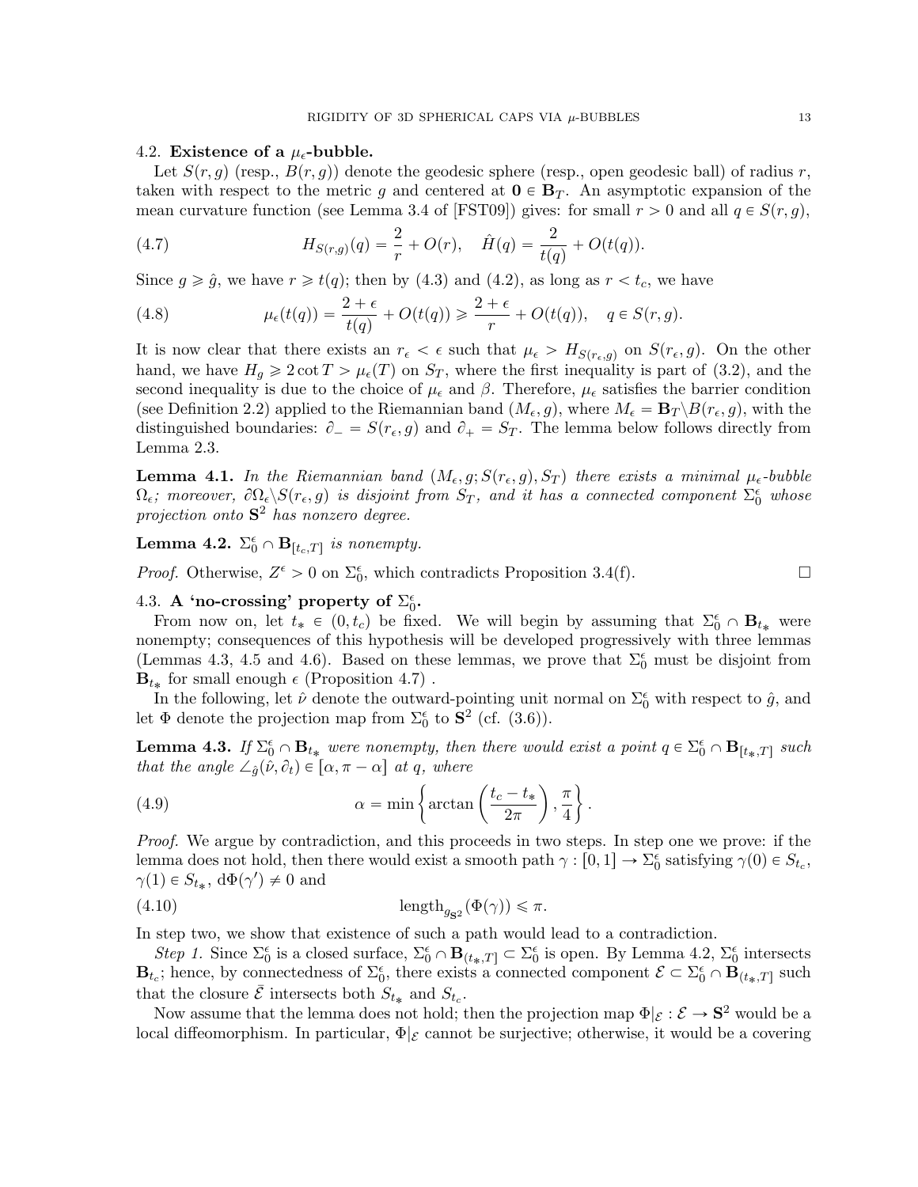### 4.2. Existence of a $\mu_\epsilon$-bubble.

Let $S(r, g)$ (resp., $B(r, g)$) denote the geodesic sphere (resp., open geodesic ball) of radius $r$, taken with respect to the metric $g$ and centered at $\mathbf{0} \in \mathbf{B}_T$. An asymptotic expansion of the mean curvature function (see Lemma 3.4 of [FST09]) gives: for small $r > 0$ and all $q \in S(r, g)$,

$$H_{S(r,g)}(q) = \frac{2}{r} + O(r), \quad \hat{H}(q) = \frac{2}{t(q)} + O(t(q)). \tag{4.7}$$

Since $g \geqslant \hat{g}$, we have $r \geqslant t(q)$; then by (4.3) and (4.2), as long as $r < t_c$, we have

$$\mu_\epsilon(t(q)) = \frac{2+\epsilon}{t(q)} + O(t(q)) \geqslant \frac{2+\epsilon}{r} + O(t(q)), \quad q \in S(r, g). \tag{4.8}$$

It is now clear that there exists an $r_\epsilon < \epsilon$ such that $\mu_\epsilon > H_{S(r_\epsilon, g)}$ on $S(r_\epsilon, g)$. On the other hand, we have $H_g \geqslant 2 \cot T > \mu_\epsilon(T)$ on $S_T$, where the first inequality is part of (3.2), and the second inequality is due to the choice of $\mu_\epsilon$ and $\beta$. Therefore, $\mu_\epsilon$ satisfies the barrier condition (see Definition 2.2) applied to the Riemannian band $(M_\epsilon, g)$, where $M_\epsilon = \mathbf{B}_T \backslash B(r_\epsilon, g)$, with the distinguished boundaries: $\partial_- = S(r_\epsilon, g)$ and $\partial_+ = S_T$. The lemma below follows directly from Lemma 2.3.

**Lemma 4.1.** *In the Riemannian band $(M_\epsilon, g; S(r_\epsilon, g), S_T)$ there exists a minimal $\mu_\epsilon$-bubble $\Omega_\epsilon$; moreover, $\partial\Omega_\epsilon \backslash S(r_\epsilon, g)$ is disjoint from $S_T$, and it has a connected component $\Sigma_0^\epsilon$ whose projection onto $\mathbf{S}^2$ has nonzero degree.*

**Lemma 4.2.** *$\Sigma_0^\epsilon \cap \mathbf{B}_{[t_c, T]}$ is nonempty.*

*Proof.* Otherwise, $Z^\epsilon > 0$ on $\Sigma_0^\epsilon$, which contradicts Proposition 3.4(f). □

### 4.3. A 'no-crossing' property of $\Sigma_0^\epsilon$.

From now on, let $t_* \in (0, t_c)$ be fixed. We will begin by assuming that $\Sigma_0^\epsilon \cap \mathbf{B}_{t_*}$ were nonempty; consequences of this hypothesis will be developed progressively with three lemmas (Lemmas 4.3, 4.5 and 4.6). Based on these lemmas, we prove that $\Sigma_0^\epsilon$ must be disjoint from $\mathbf{B}_{t_*}$ for small enough $\epsilon$ (Proposition 4.7) .

In the following, let $\hat{\nu}$ denote the outward-pointing unit normal on $\Sigma_0^\epsilon$ with respect to $\hat{g}$, and let $\Phi$ denote the projection map from $\Sigma_0^\epsilon$ to $\mathbf{S}^2$ (cf. (3.6)).

**Lemma 4.3.** *If $\Sigma_0^\epsilon \cap \mathbf{B}_{t_*}$ were nonempty, then there would exist a point $q \in \Sigma_0^\epsilon \cap \mathbf{B}_{[t_*, T]}$ such that the angle $\angle_{\hat{g}}(\hat{\nu}, \partial_t) \in [\alpha, \pi - \alpha]$ at $q$, where*

$$\alpha = \min\left\{\arctan\left(\frac{t_c - t_*}{2\pi}\right), \frac{\pi}{4}\right\}. \tag{4.9}$$

*Proof.* We argue by contradiction, and this proceeds in two steps. In step one we prove: if the lemma does not hold, then there would exist a smooth path $\gamma : [0, 1] \to \Sigma_0^\epsilon$ satisfying $\gamma(0) \in S_{t_c}$, $\gamma(1) \in S_{t_*}$, $\mathrm{d}\Phi(\gamma') \neq 0$ and

$$\mathrm{length}_{g_{\mathbf{S}^2}}(\Phi(\gamma)) \leqslant \pi. \tag{4.10}$$

In step two, we show that existence of such a path would lead to a contradiction.

*Step 1.* Since $\Sigma_0^\epsilon$ is a closed surface, $\Sigma_0^\epsilon \cap \mathbf{B}_{(t_*, T]} \subset \Sigma_0^\epsilon$ is open. By Lemma 4.2, $\Sigma_0^\epsilon$ intersects $\mathbf{B}_{t_c}$; hence, by connectedness of $\Sigma_0^\epsilon$, there exists a connected component $\mathcal{E} \subset \Sigma_0^\epsilon \cap \mathbf{B}_{(t_*, T]}$ such that the closure $\bar{\mathcal{E}}$ intersects both $S_{t_*}$ and $S_{t_c}$.

Now assume that the lemma does not hold; then the projection map $\Phi|_{\mathcal{E}} : \mathcal{E} \to \mathbf{S}^2$ would be a local diffeomorphism. In particular, $\Phi|_{\mathcal{E}}$ cannot be surjective; otherwise, it would be a covering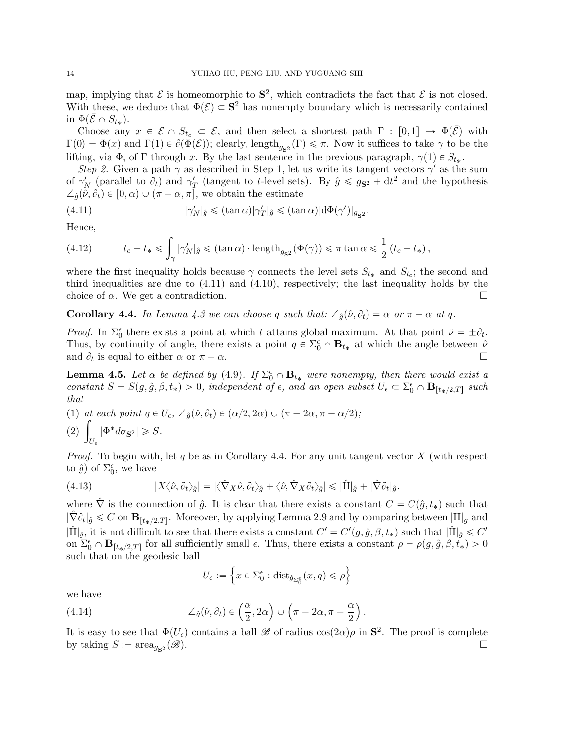map, implying that $\mathcal{E}$ is homeomorphic to $\mathbf{S}^2$, which contradicts the fact that $\mathcal{E}$ is not closed. With these, we deduce that $\Phi(\mathcal{E}) \subset \mathbf{S}^2$ has nonempty boundary which is necessarily contained in $\Phi(\bar{\mathcal{E}} \cap S_{t_*})$.

Choose any $x \in \mathcal{E} \cap S_{t_c} \subset \mathcal{E}$, and then select a shortest path $\Gamma : [0,1] \to \Phi(\bar{\mathcal{E}})$ with $\Gamma(0) = \Phi(x)$ and $\Gamma(1) \in \partial(\Phi(\mathcal{E}))$; clearly, $\text{length}_{g_{\mathbf{S}^2}}(\Gamma) \leqslant \pi$. Now it suffices to take $\gamma$ to be the lifting, via $\Phi$, of $\Gamma$ through $x$. By the last sentence in the previous paragraph, $\gamma(1) \in S_{t_*}$.

*Step 2.* Given a path $\gamma$ as described in Step 1, let us write its tangent vectors $\gamma'$ as the sum of $\gamma'_N$ (parallel to $\partial_t$) and $\gamma'_T$ (tangent to $t$-level sets). By $\hat{g} \leqslant g_{\mathbf{S}^2} + \mathrm{d}t^2$ and the hypothesis $\angle_{\hat{g}}(\hat{\nu}, \partial_t) \in [0, \alpha) \cup (\pi - \alpha, \pi]$, we obtain the estimate

$$
|\gamma'_N|_{\hat{g}} \leqslant (\tan \alpha)|\gamma'_T|_{\hat{g}} \leqslant (\tan \alpha)|\mathrm{d}\Phi(\gamma')|_{g_{\mathbf{S}^2}}. \tag{4.11}
$$

Hence,

$$
t_c - t_* \leqslant \int_\gamma |\gamma'_N|_{\hat{g}} \leqslant (\tan \alpha) \cdot \text{length}_{g_{\mathbf{S}^2}}(\Phi(\gamma)) \leqslant \pi \tan \alpha \leqslant \frac{1}{2}(t_c - t_*), \tag{4.12}
$$

where the first inequality holds because $\gamma$ connects the level sets $S_{t_*}$ and $S_{t_c}$; the second and third inequalities are due to (4.11) and (4.10), respectively; the last inequality holds by the choice of $\alpha$. We get a contradiction. $\square$

**Corollary 4.4.** *In Lemma 4.3 we can choose $q$ such that: $\angle_{\hat{g}}(\hat{\nu}, \partial_t) = \alpha$ or $\pi - \alpha$ at $q$.*

*Proof.* In $\Sigma_0^\epsilon$ there exists a point at which $t$ attains global maximum. At that point $\hat{\nu} = \pm\partial_t$. Thus, by continuity of angle, there exists a point $q \in \Sigma_0^\epsilon \cap \mathbf{B}_{t_*}$ at which the angle between $\hat{\nu}$ and $\partial_t$ is equal to either $\alpha$ or $\pi - \alpha$. $\square$

**Lemma 4.5.** *Let $\alpha$ be defined by (4.9). If $\Sigma_0^\epsilon \cap \mathbf{B}_{t_*}$ were nonempty, then there would exist a constant $S = S(g, \hat{g}, \beta, t_*) > 0$, independent of $\epsilon$, and an open subset $U_\epsilon \subset \Sigma_0^\epsilon \cap \mathbf{B}_{[t_*/2, T]}$ such that*

1. *at each point $q \in U_\epsilon$, $\angle_{\hat{g}}(\hat{\nu}, \partial_t) \in (\alpha/2, 2\alpha) \cup (\pi - 2\alpha, \pi - \alpha/2)$;*
2. $\displaystyle\int_{U_\epsilon} |\Phi^* d\sigma_{\mathbf{S}^2}| \geqslant S$.

*Proof.* To begin with, let $q$ be as in Corollary 4.4. For any unit tangent vector $X$ (with respect to $\hat{g}$) of $\Sigma_0^\epsilon$, we have

$$
|X\langle \hat{\nu}, \partial_t \rangle_{\hat{g}}| = |\langle \hat{\nabla}_X \hat{\nu}, \partial_t \rangle_{\hat{g}} + \langle \hat{\nu}, \hat{\nabla}_X \partial_t \rangle_{\hat{g}}| \leqslant |\hat{\mathrm{II}}|_{\hat{g}} + |\hat{\nabla} \partial_t|_{\hat{g}}. \tag{4.13}
$$

where $\hat{\nabla}$ is the connection of $\hat{g}$. It is clear that there exists a constant $C = C(\hat{g}, t_*)$ such that $|\hat{\nabla}\partial_t|_{\hat{g}} \leqslant C$ on $\mathbf{B}_{[t_*/2, T]}$. Moreover, by applying Lemma 2.9 and by comparing between $|\mathrm{II}|_g$ and $|\hat{\mathrm{II}}|_{\hat{g}}$, it is not difficult to see that there exists a constant $C' = C'(g, \hat{g}, \beta, t_*)$ such that $|\hat{\mathrm{II}}|_{\hat{g}} \leqslant C'$ on $\Sigma_0^\epsilon \cap \mathbf{B}_{[t_*/2, T]}$ for all sufficiently small $\epsilon$. Thus, there exists a constant $\rho = \rho(g, \hat{g}, \beta, t_*) > 0$ such that on the geodesic ball

$$
U_\epsilon := \left\{ x \in \Sigma_0^\epsilon : \text{dist}_{\hat{g}_{\Sigma_0^\epsilon}}(x, q) \leqslant \rho \right\}
$$

we have

$$
\angle_{\hat{g}}(\hat{\nu}, \partial_t) \in \left(\frac{\alpha}{2}, 2\alpha\right) \cup \left(\pi - 2\alpha, \pi - \frac{\alpha}{2}\right). \tag{4.14}
$$

It is easy to see that $\Phi(U_\epsilon)$ contains a ball $\mathscr{B}$ of radius $\cos(2\alpha)\rho$ in $\mathbf{S}^2$. The proof is complete by taking $S := \text{area}_{g_{\mathbf{S}^2}}(\mathscr{B})$. $\square$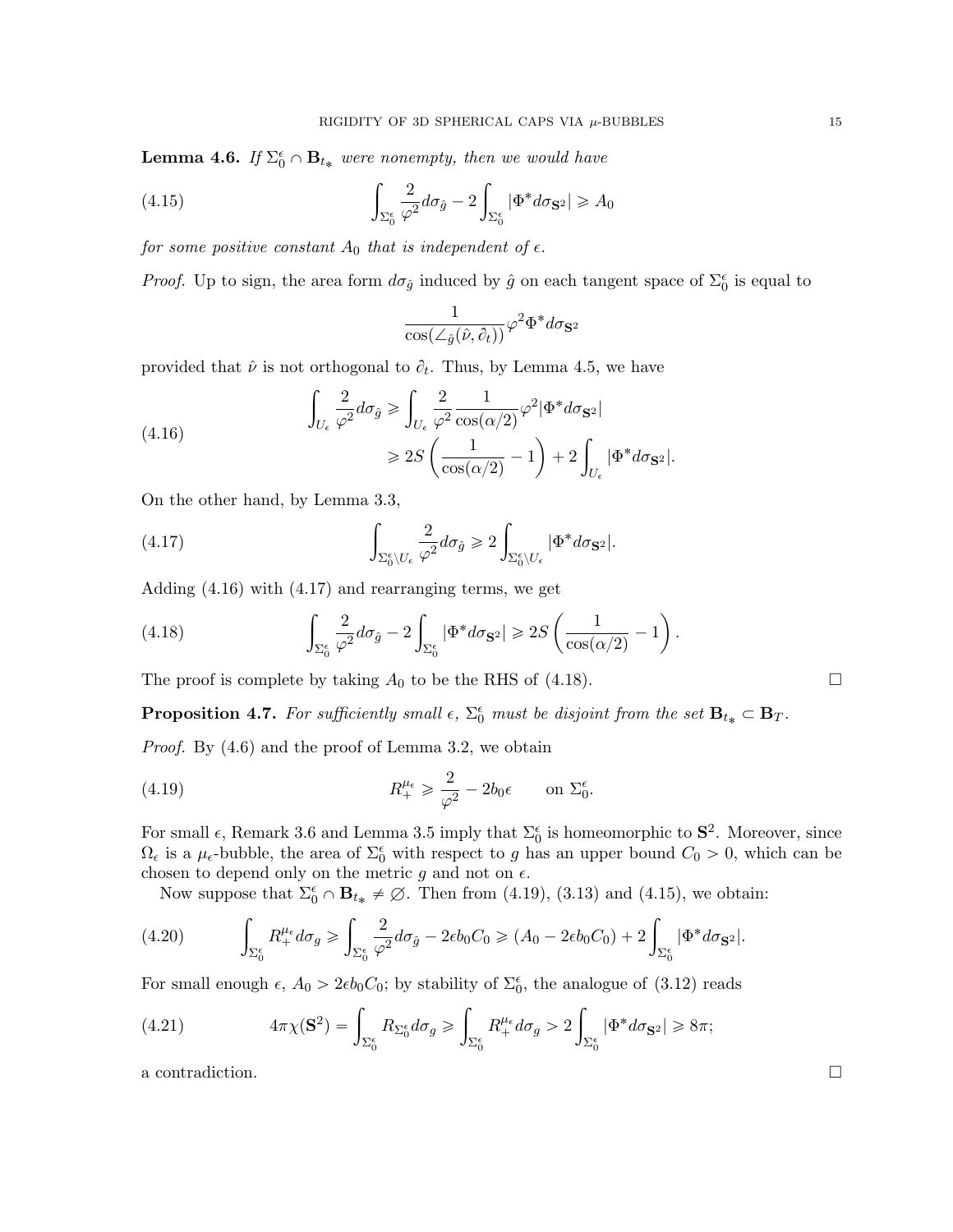**Lemma 4.6.** *If $\Sigma_0^\epsilon \cap \mathbf{B}_{t_*}$ were nonempty, then we would have*

$$\int_{\Sigma_0^\epsilon} \frac{2}{\varphi^2} d\sigma_{\hat{g}} - 2\int_{\Sigma_0^\epsilon} |\Phi^* d\sigma_{\mathbf{S}^2}| \geqslant A_0 \tag{4.15}$$

*for some positive constant $A_0$ that is independent of $\epsilon$.*

*Proof.* Up to sign, the area form $d\sigma_{\hat{g}}$ induced by $\hat{g}$ on each tangent space of $\Sigma_0^\epsilon$ is equal to

$$\frac{1}{\cos(\angle_{\hat{g}}(\hat{\nu}, \partial_t))} \varphi^2 \Phi^* d\sigma_{\mathbf{S}^2}$$

provided that $\hat{\nu}$ is not orthogonal to $\partial_t$. Thus, by Lemma 4.5, we have

$$\begin{aligned} \int_{U_\epsilon} \frac{2}{\varphi^2} d\sigma_{\hat{g}} &\geqslant \int_{U_\epsilon} \frac{2}{\varphi^2} \frac{1}{\cos(\alpha/2)} \varphi^2 |\Phi^* d\sigma_{\mathbf{S}^2}| \\ &\geqslant 2S\left(\frac{1}{\cos(\alpha/2)} - 1\right) + 2\int_{U_\epsilon} |\Phi^* d\sigma_{\mathbf{S}^2}|. \end{aligned} \tag{4.16}$$

On the other hand, by Lemma 3.3,

$$\int_{\Sigma_0^\epsilon \setminus U_\epsilon} \frac{2}{\varphi^2} d\sigma_{\hat{g}} \geqslant 2\int_{\Sigma_0^\epsilon \setminus U_\epsilon} |\Phi^* d\sigma_{\mathbf{S}^2}|. \tag{4.17}$$

Adding (4.16) with (4.17) and rearranging terms, we get

$$\int_{\Sigma_0^\epsilon} \frac{2}{\varphi^2} d\sigma_{\hat{g}} - 2\int_{\Sigma_0^\epsilon} |\Phi^* d\sigma_{\mathbf{S}^2}| \geqslant 2S\left(\frac{1}{\cos(\alpha/2)} - 1\right). \tag{4.18}$$

The proof is complete by taking $A_0$ to be the RHS of (4.18). ∎

**Proposition 4.7.** *For sufficiently small $\epsilon$, $\Sigma_0^\epsilon$ must be disjoint from the set $\mathbf{B}_{t_*} \subset \mathbf{B}_T$.*

*Proof.* By (4.6) and the proof of Lemma 3.2, we obtain

$$R_+^{\mu_\epsilon} \geqslant \frac{2}{\varphi^2} - 2b_0\epsilon \qquad \text{on } \Sigma_0^\epsilon. \tag{4.19}$$

For small $\epsilon$, Remark 3.6 and Lemma 3.5 imply that $\Sigma_0^\epsilon$ is homeomorphic to $\mathbf{S}^2$. Moreover, since $\Omega_\epsilon$ is a $\mu_\epsilon$-bubble, the area of $\Sigma_0^\epsilon$ with respect to $g$ has an upper bound $C_0 > 0$, which can be chosen to depend only on the metric $g$ and not on $\epsilon$.

Now suppose that $\Sigma_0^\epsilon \cap \mathbf{B}_{t_*} \neq \varnothing$. Then from (4.19), (3.13) and (4.15), we obtain:

$$\int_{\Sigma_0^\epsilon} R_+^{\mu_\epsilon} d\sigma_g \geqslant \int_{\Sigma_0^\epsilon} \frac{2}{\varphi^2} d\sigma_{\hat{g}} - 2\epsilon b_0 C_0 \geqslant (A_0 - 2\epsilon b_0 C_0) + 2\int_{\Sigma_0^\epsilon} |\Phi^* d\sigma_{\mathbf{S}^2}|. \tag{4.20}$$

For small enough $\epsilon$, $A_0 > 2\epsilon b_0 C_0$; by stability of $\Sigma_0^\epsilon$, the analogue of (3.12) reads

$$4\pi\chi(\mathbf{S}^2) = \int_{\Sigma_0^\epsilon} R_{\Sigma_0^\epsilon} d\sigma_g \geqslant \int_{\Sigma_0^\epsilon} R_+^{\mu_\epsilon} d\sigma_g > 2\int_{\Sigma_0^\epsilon} |\Phi^* d\sigma_{\mathbf{S}^2}| \geqslant 8\pi; \tag{4.21}$$

a contradiction. ∎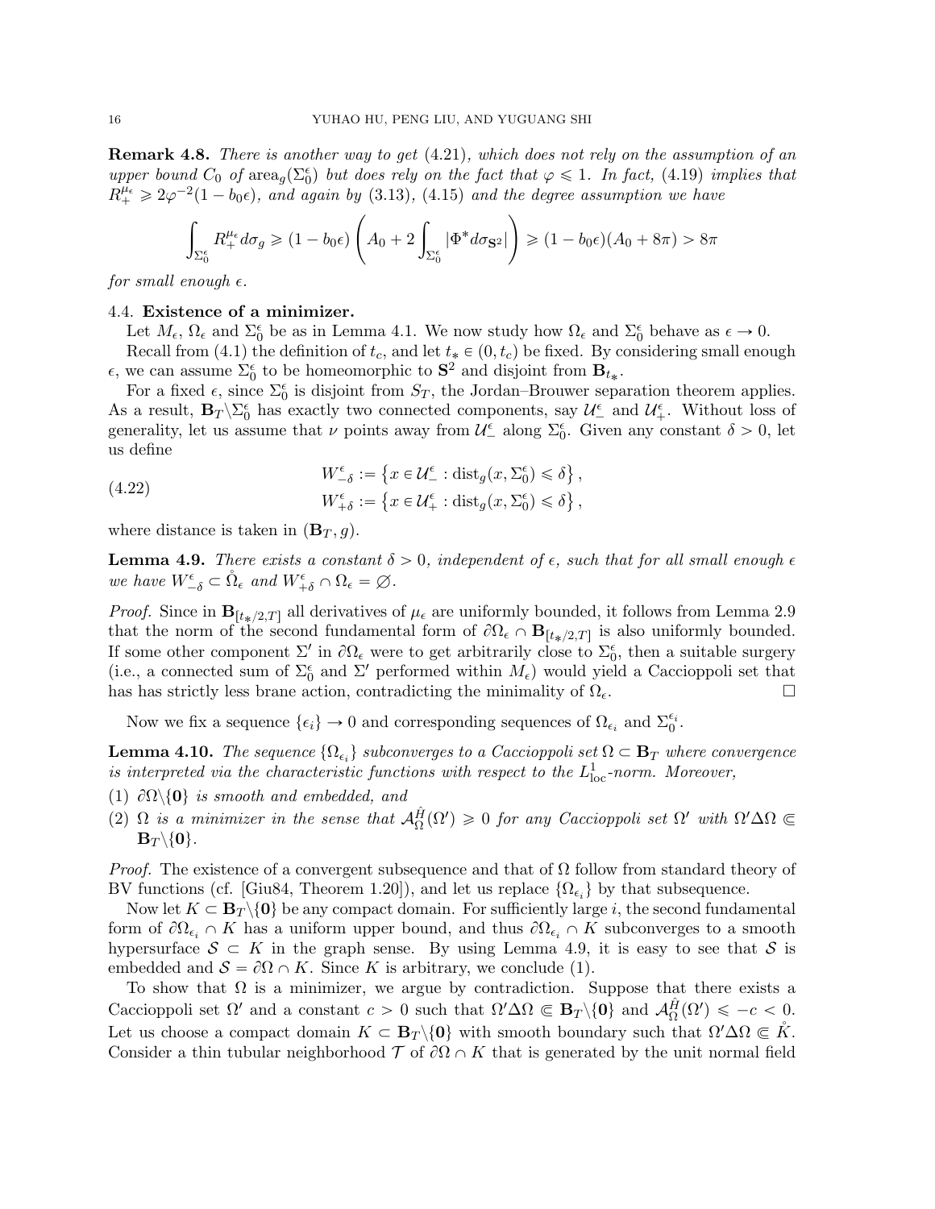**Remark 4.8.** *There is another way to get (4.21), which does not rely on the assumption of an upper bound $C_0$ of $\operatorname{area}_g(\Sigma_0^\epsilon)$ but does rely on the fact that $\varphi \leqslant 1$. In fact, (4.19) implies that $R_+^{\mu_\epsilon} \geqslant 2\varphi^{-2}(1 - b_0\epsilon)$, and again by (3.13), (4.15) and the degree assumption we have*

$$\int_{\Sigma_0^\epsilon} R_+^{\mu_\epsilon} d\sigma_g \geqslant (1 - b_0\epsilon)\left(A_0 + 2\int_{\Sigma_0^\epsilon} |\Phi^* d\sigma_{\mathbf{S}^2}|\right) \geqslant (1 - b_0\epsilon)(A_0 + 8\pi) > 8\pi$$

*for small enough $\epsilon$.*

### 4.4. Existence of a minimizer.

Let $M_\epsilon$, $\Omega_\epsilon$ and $\Sigma_0^\epsilon$ be as in Lemma 4.1. We now study how $\Omega_\epsilon$ and $\Sigma_0^\epsilon$ behave as $\epsilon \to 0$.

Recall from (4.1) the definition of $t_c$, and let $t_* \in (0, t_c)$ be fixed. By considering small enough $\epsilon$, we can assume $\Sigma_0^\epsilon$ to be homeomorphic to $\mathbf{S}^2$ and disjoint from $\mathbf{B}_{t_*}$.

For a fixed $\epsilon$, since $\Sigma_0^\epsilon$ is disjoint from $S_T$, the Jordan–Brouwer separation theorem applies. As a result, $\mathbf{B}_T \backslash \Sigma_0^\epsilon$ has exactly two connected components, say $\mathcal{U}_-^\epsilon$ and $\mathcal{U}_+^\epsilon$. Without loss of generality, let us assume that $\nu$ points away from $\mathcal{U}_-^\epsilon$ along $\Sigma_0^\epsilon$. Given any constant $\delta > 0$, let us define

$$\begin{aligned} W_{-\delta}^\epsilon &:= \left\{x \in \mathcal{U}_-^\epsilon : \operatorname{dist}_g(x, \Sigma_0^\epsilon) \leqslant \delta\right\}, \\ W_{+\delta}^\epsilon &:= \left\{x \in \mathcal{U}_+^\epsilon : \operatorname{dist}_g(x, \Sigma_0^\epsilon) \leqslant \delta\right\}, \end{aligned} \tag{4.22}$$

where distance is taken in $(\mathbf{B}_T, g)$.

**Lemma 4.9.** *There exists a constant $\delta > 0$, independent of $\epsilon$, such that for all small enough $\epsilon$ we have $W_{-\delta}^\epsilon \subset \mathring{\Omega}_\epsilon$ and $W_{+\delta}^\epsilon \cap \Omega_\epsilon = \varnothing$.*

*Proof.* Since in $\mathbf{B}_{[t_*/2, T]}$ all derivatives of $\mu_\epsilon$ are uniformly bounded, it follows from Lemma 2.9 that the norm of the second fundamental form of $\partial\Omega_\epsilon \cap \mathbf{B}_{[t_*/2,T]}$ is also uniformly bounded. If some other component $\Sigma'$ in $\partial\Omega_\epsilon$ were to get arbitrarily close to $\Sigma_0^\epsilon$, then a suitable surgery (i.e., a connected sum of $\Sigma_0^\epsilon$ and $\Sigma'$ performed within $M_\epsilon$) would yield a Caccioppoli set that has has strictly less brane action, contradicting the minimality of $\Omega_\epsilon$. $\square$

Now we fix a sequence $\{\epsilon_i\} \to 0$ and corresponding sequences of $\Omega_{\epsilon_i}$ and $\Sigma_0^{\epsilon_i}$.

**Lemma 4.10.** *The sequence $\{\Omega_{\epsilon_i}\}$ subconverges to a Caccioppoli set $\Omega \subset \mathbf{B}_T$ where convergence is interpreted via the characteristic functions with respect to the $L^1_{\text{loc}}$-norm. Moreover,*

1. *$\partial\Omega \backslash \{\mathbf{0}\}$ is smooth and embedded, and*
2. *$\Omega$ is a minimizer in the sense that $\mathcal{A}_\Omega^{\hat{H}}(\Omega') \geqslant 0$ for any Caccioppoli set $\Omega'$ with $\Omega' \Delta \Omega \Subset \mathbf{B}_T \backslash \{\mathbf{0}\}$.*

*Proof.* The existence of a convergent subsequence and that of $\Omega$ follow from standard theory of BV functions (cf. [Giu84, Theorem 1.20]), and let us replace $\{\Omega_{\epsilon_i}\}$ by that subsequence.

Now let $K \subset \mathbf{B}_T \backslash \{\mathbf{0}\}$ be any compact domain. For sufficiently large $i$, the second fundamental form of $\partial\Omega_{\epsilon_i} \cap K$ has a uniform upper bound, and thus $\partial\Omega_{\epsilon_i} \cap K$ subconverges to a smooth hypersurface $\mathcal{S} \subset K$ in the graph sense. By using Lemma 4.9, it is easy to see that $\mathcal{S}$ is embedded and $\mathcal{S} = \partial\Omega \cap K$. Since $K$ is arbitrary, we conclude (1).

To show that $\Omega$ is a minimizer, we argue by contradiction. Suppose that there exists a Caccioppoli set $\Omega'$ and a constant $c > 0$ such that $\Omega' \Delta \Omega \Subset \mathbf{B}_T \backslash \{\mathbf{0}\}$ and $\mathcal{A}_\Omega^{\hat{H}}(\Omega') \leqslant -c < 0$. Let us choose a compact domain $K \subset \mathbf{B}_T \backslash \{\mathbf{0}\}$ with smooth boundary such that $\Omega' \Delta \Omega \Subset \mathring{K}$. Consider a thin tubular neighborhood $\mathcal{T}$ of $\partial\Omega \cap K$ that is generated by the unit normal field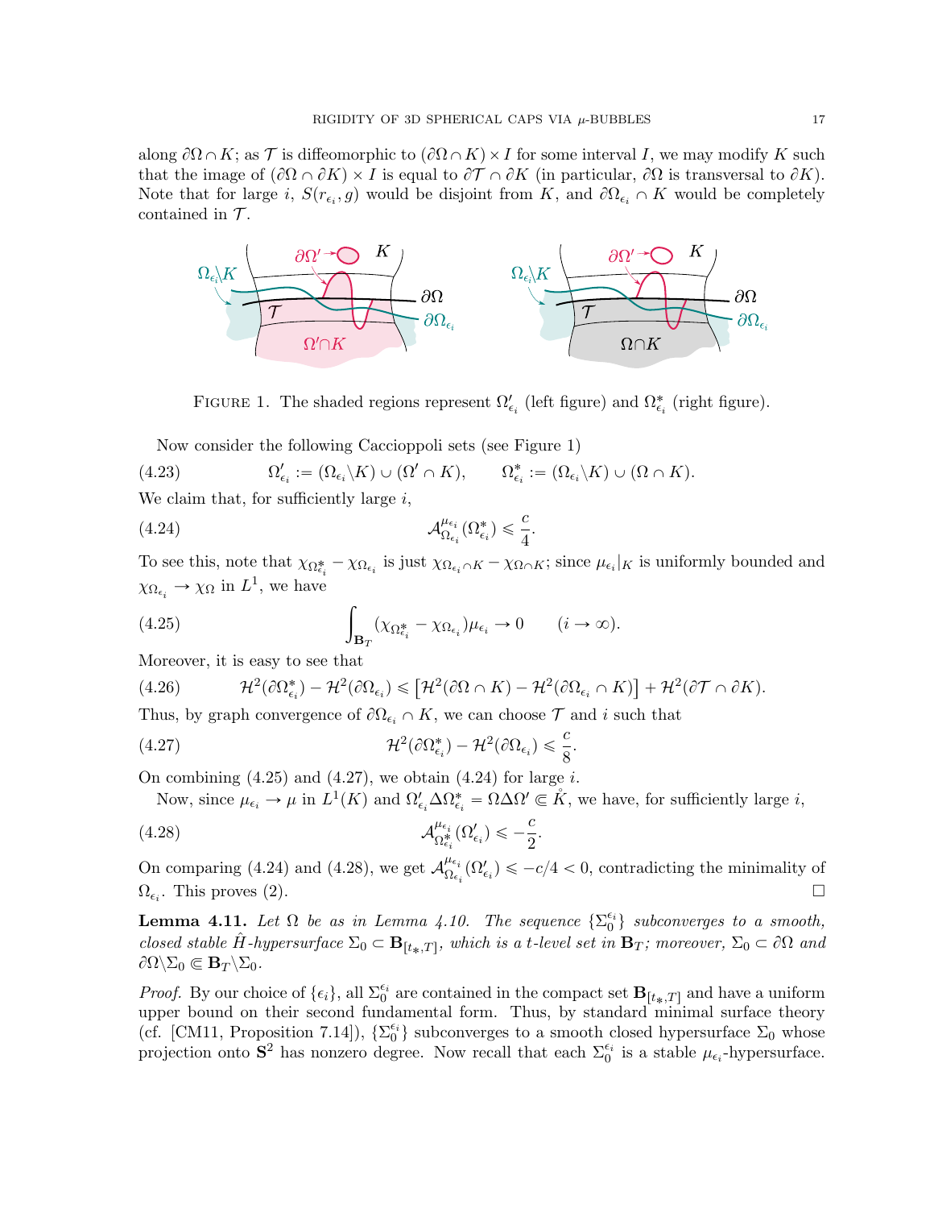along $\partial\Omega \cap K$; as $\mathcal{T}$ is diffeomorphic to $(\partial\Omega \cap K) \times I$ for some interval $I$, we may modify $K$ such that the image of $(\partial\Omega \cap \partial K) \times I$ is equal to $\partial\mathcal{T} \cap \partial K$ (in particular, $\partial\Omega$ is transversal to $\partial K$). Note that for large $i$, $S(r_{\epsilon_i}, g)$ would be disjoint from $K$, and $\partial\Omega_{\epsilon_i} \cap K$ would be completely contained in $\mathcal{T}$.

FIGURE 1. The shaded regions represent $\Omega'_{\epsilon_i}$ (left figure) and $\Omega^*_{\epsilon_i}$ (right figure).

Now consider the following Caccioppoli sets (see Figure 1)

$$\Omega'_{\epsilon_i} := (\Omega_{\epsilon_i} \backslash K) \cup (\Omega' \cap K), \qquad \Omega^*_{\epsilon_i} := (\Omega_{\epsilon_i} \backslash K) \cup (\Omega \cap K). \tag{4.23}$$

We claim that, for sufficiently large $i$,

$$\mathcal{A}^{\mu_{\epsilon_i}}_{\Omega_{\epsilon_i}}(\Omega^*_{\epsilon_i}) \leqslant \frac{c}{4}. \tag{4.24}$$

To see this, note that $\chi_{\Omega^*_{\epsilon_i}} - \chi_{\Omega_{\epsilon_i}}$ is just $\chi_{\Omega_{\epsilon_i} \cap K} - \chi_{\Omega \cap K}$; since $\mu_{\epsilon_i}|_K$ is uniformly bounded and $\chi_{\Omega_{\epsilon_i}} \to \chi_\Omega$ in $L^1$, we have

$$\int_{\mathbf{B}_T} (\chi_{\Omega^*_{\epsilon_i}} - \chi_{\Omega_{\epsilon_i}})\mu_{\epsilon_i} \to 0 \qquad (i \to \infty). \tag{4.25}$$

Moreover, it is easy to see that

$$\mathcal{H}^2(\partial\Omega^*_{\epsilon_i}) - \mathcal{H}^2(\partial\Omega_{\epsilon_i}) \leqslant \left[\mathcal{H}^2(\partial\Omega \cap K) - \mathcal{H}^2(\partial\Omega_{\epsilon_i} \cap K)\right] + \mathcal{H}^2(\partial\mathcal{T} \cap \partial K). \tag{4.26}$$

Thus, by graph convergence of $\partial\Omega_{\epsilon_i} \cap K$, we can choose $\mathcal{T}$ and $i$ such that

$$\mathcal{H}^2(\partial\Omega^*_{\epsilon_i}) - \mathcal{H}^2(\partial\Omega_{\epsilon_i}) \leqslant \frac{c}{8}. \tag{4.27}$$

On combining (4.25) and (4.27), we obtain (4.24) for large $i$.

Now, since $\mu_{\epsilon_i} \to \mu$ in $L^1(K)$ and $\Omega'_{\epsilon_i} \Delta \Omega^*_{\epsilon_i} = \Omega \Delta \Omega' \Subset \mathring{K}$, we have, for sufficiently large $i$,

$$\mathcal{A}^{\mu_{\epsilon_i}}_{\Omega^*_{\epsilon_i}}(\Omega'_{\epsilon_i}) \leqslant -\frac{c}{2}. \tag{4.28}$$

On comparing (4.24) and (4.28), we get $\mathcal{A}^{\mu_{\epsilon_i}}_{\Omega_{\epsilon_i}}(\Omega'_{\epsilon_i}) \leqslant -c/4 < 0$, contradicting the minimality of $\Omega_{\epsilon_i}$. This proves (2). $\square$

**Lemma 4.11.** *Let $\Omega$ be as in Lemma 4.10. The sequence $\{\Sigma_0^{\epsilon_i}\}$ subconverges to a smooth, closed stable $\hat{H}$-hypersurface $\Sigma_0 \subset \mathbf{B}_{[t_*,T]}$, which is a $t$-level set in $\mathbf{B}_T$; moreover, $\Sigma_0 \subset \partial\Omega$ and $\partial\Omega \backslash \Sigma_0 \Subset \mathbf{B}_T \backslash \Sigma_0$.*

*Proof.* By our choice of $\{\epsilon_i\}$, all $\Sigma_0^{\epsilon_i}$ are contained in the compact set $\mathbf{B}_{[t_*,T]}$ and have a uniform upper bound on their second fundamental form. Thus, by standard minimal surface theory (cf. [CM11, Proposition 7.14]), $\{\Sigma_0^{\epsilon_i}\}$ subconverges to a smooth closed hypersurface $\Sigma_0$ whose projection onto $\mathbf{S}^2$ has nonzero degree. Now recall that each $\Sigma_0^{\epsilon_i}$ is a stable $\mu_{\epsilon_i}$-hypersurface.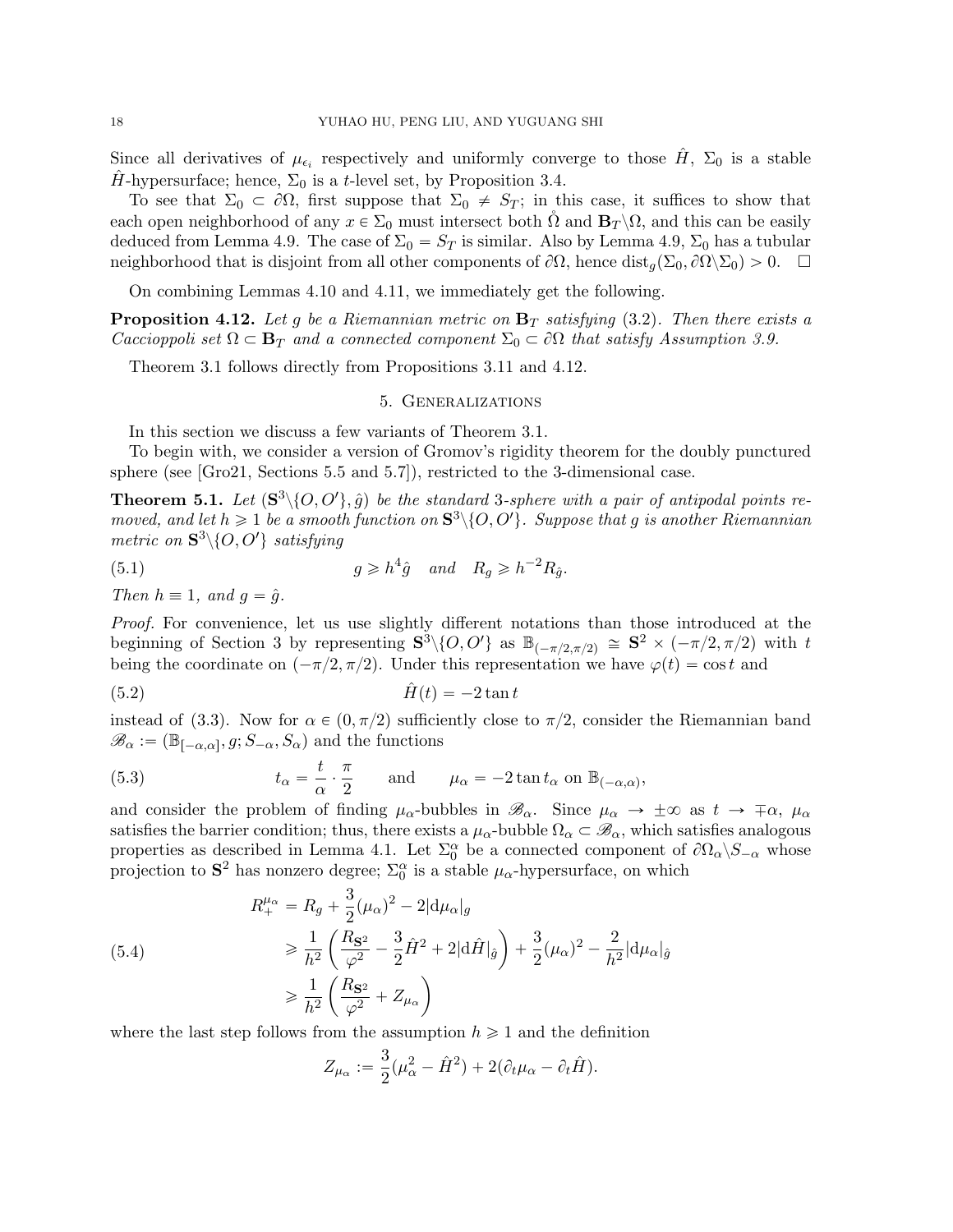Since all derivatives of $\mu_{\epsilon_i}$ respectively and uniformly converge to those $\hat{H}$, $\Sigma_0$ is a stable $\hat{H}$-hypersurface; hence, $\Sigma_0$ is a $t$-level set, by Proposition 3.4.

To see that $\Sigma_0 \subset \partial\Omega$, first suppose that $\Sigma_0 \neq S_T$; in this case, it suffices to show that each open neighborhood of any $x \in \Sigma_0$ must intersect both $\mathring{\Omega}$ and $\mathbf{B}_T \backslash \Omega$, and this can be easily deduced from Lemma 4.9. The case of $\Sigma_0 = S_T$ is similar. Also by Lemma 4.9, $\Sigma_0$ has a tubular neighborhood that is disjoint from all other components of $\partial\Omega$, hence $\operatorname{dist}_g(\Sigma_0, \partial\Omega\backslash\Sigma_0) > 0$. $\square$

On combining Lemmas 4.10 and 4.11, we immediately get the following.

**Proposition 4.12.** *Let $g$ be a Riemannian metric on $\mathbf{B}_T$ satisfying (3.2). Then there exists a Caccioppoli set $\Omega \subset \mathbf{B}_T$ and a connected component $\Sigma_0 \subset \partial\Omega$ that satisfy Assumption 3.9.*

Theorem 3.1 follows directly from Propositions 3.11 and 4.12.

## 5. Generalizations

In this section we discuss a few variants of Theorem 3.1.

To begin with, we consider a version of Gromov's rigidity theorem for the doubly punctured sphere (see [Gro21, Sections 5.5 and 5.7]), restricted to the 3-dimensional case.

**Theorem 5.1.** *Let $(\mathbf{S}^3\backslash\{O, O'\}, \hat{g})$ be the standard 3-sphere with a pair of antipodal points removed, and let $h \geqslant 1$ be a smooth function on $\mathbf{S}^3\backslash\{O, O'\}$. Suppose that $g$ is another Riemannian metric on $\mathbf{S}^3\backslash\{O, O'\}$ satisfying*

$$g \geqslant h^4 \hat{g} \quad \text{and} \quad R_g \geqslant h^{-2} R_{\hat{g}}. \tag{5.1}$$

*Then $h \equiv 1$, and $g = \hat{g}$.*

*Proof.* For convenience, let us use slightly different notations than those introduced at the beginning of Section 3 by representing $\mathbf{S}^3\backslash\{O, O'\}$ as $\mathbb{B}_{(-\pi/2,\pi/2)} \cong \mathbf{S}^2 \times (-\pi/2, \pi/2)$ with $t$ being the coordinate on $(-\pi/2, \pi/2)$. Under this representation we have $\varphi(t) = \cos t$ and

$$\hat{H}(t) = -2\tan t \tag{5.2}$$

instead of (3.3). Now for $\alpha \in (0, \pi/2)$ sufficiently close to $\pi/2$, consider the Riemannian band $\mathscr{B}_\alpha := (\mathbb{B}_{[-\alpha,\alpha]}, g; S_{-\alpha}, S_\alpha)$ and the functions

$$t_\alpha = \frac{t}{\alpha} \cdot \frac{\pi}{2} \qquad \text{and} \qquad \mu_\alpha = -2\tan t_\alpha \text{ on } \mathbb{B}_{(-\alpha,\alpha)}, \tag{5.3}$$

and consider the problem of finding $\mu_\alpha$-bubbles in $\mathscr{B}_\alpha$. Since $\mu_\alpha \to \pm\infty$ as $t \to \mp\alpha$, $\mu_\alpha$ satisfies the barrier condition; thus, there exists a $\mu_\alpha$-bubble $\Omega_\alpha \subset \mathscr{B}_\alpha$, which satisfies analogous properties as described in Lemma 4.1. Let $\Sigma_0^\alpha$ be a connected component of $\partial\Omega_\alpha\backslash S_{-\alpha}$ whose projection to $\mathbf{S}^2$ has nonzero degree; $\Sigma_0^\alpha$ is a stable $\mu_\alpha$-hypersurface, on which

$$\begin{aligned}
R_+^{\mu_\alpha} &= R_g + \frac{3}{2}(\mu_\alpha)^2 - 2|\mathrm{d}\mu_\alpha|_g \\
&\geqslant \frac{1}{h^2}\left(\frac{R_{\mathbf{S}^2}}{\varphi^2} - \frac{3}{2}\hat{H}^2 + 2|\mathrm{d}\hat{H}|_{\hat{g}}\right) + \frac{3}{2}(\mu_\alpha)^2 - \frac{2}{h^2}|\mathrm{d}\mu_\alpha|_{\hat{g}} \\
&\geqslant \frac{1}{h^2}\left(\frac{R_{\mathbf{S}^2}}{\varphi^2} + Z_{\mu_\alpha}\right)
\end{aligned} \tag{5.4}$$

where the last step follows from the assumption $h \geqslant 1$ and the definition

$$Z_{\mu_\alpha} := \frac{3}{2}(\mu_\alpha^2 - \hat{H}^2) + 2(\partial_t\mu_\alpha - \partial_t\hat{H}).$$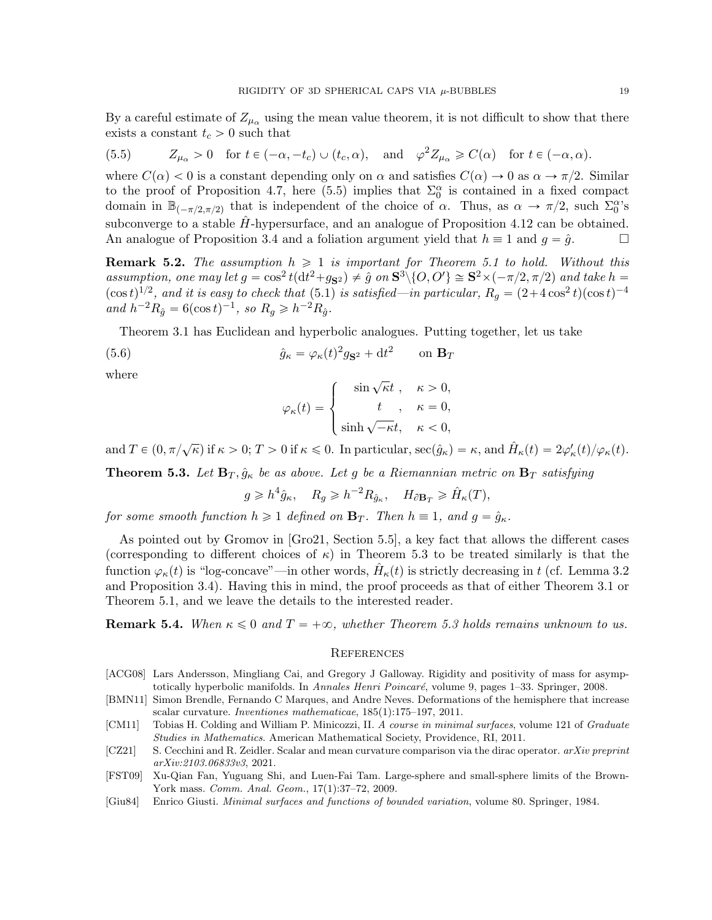By a careful estimate of $Z_{\mu_\alpha}$ using the mean value theorem, it is not difficult to show that there exists a constant $t_c > 0$ such that

$$Z_{\mu_\alpha} > 0 \quad \text{for } t \in (-\alpha, -t_c) \cup (t_c, \alpha), \quad \text{and} \quad \varphi^2 Z_{\mu_\alpha} \geqslant C(\alpha) \quad \text{for } t \in (-\alpha, \alpha). \tag{5.5}$$

where $C(\alpha) < 0$ is a constant depending only on $\alpha$ and satisfies $C(\alpha) \to 0$ as $\alpha \to \pi/2$. Similar to the proof of Proposition 4.7, here (5.5) implies that $\Sigma_0^\alpha$ is contained in a fixed compact domain in $\mathbb{B}_{(-\pi/2,\pi/2)}$ that is independent of the choice of $\alpha$. Thus, as $\alpha \to \pi/2$, such $\Sigma_0^\alpha$'s subconverge to a stable $\hat{H}$-hypersurface, and an analogue of Proposition 4.12 can be obtained. An analogue of Proposition 3.4 and a foliation argument yield that $h \equiv 1$ and $g = \hat{g}$. $\square$

**Remark 5.2.** *The assumption $h \geqslant 1$ is important for Theorem 5.1 to hold. Without this assumption, one may let $g = \cos^2 t(\mathrm{d}t^2 + g_{\mathbf{S}^2}) \neq \hat{g}$ on $\mathbf{S}^3 \backslash \{O, O'\} \cong \mathbf{S}^2 \times (-\pi/2, \pi/2)$ and take $h = (\cos t)^{1/2}$, and it is easy to check that (5.1) is satisfied—in particular, $R_g = (2 + 4\cos^2 t)(\cos t)^{-4}$ and $h^{-2} R_{\hat{g}} = 6(\cos t)^{-1}$, so $R_g \geqslant h^{-2} R_{\hat{g}}$.*

Theorem 3.1 has Euclidean and hyperbolic analogues. Putting together, let us take

$$\hat{g}_\kappa = \varphi_\kappa(t)^2 g_{\mathbf{S}^2} + \mathrm{d}t^2 \qquad \text{on } \mathbf{B}_T \tag{5.6}$$

where

$$\varphi_\kappa(t) = \begin{cases} \sin \sqrt{\kappa} t, & \kappa > 0, \\ t, & \kappa = 0, \\ \sinh \sqrt{-\kappa} t, & \kappa < 0, \end{cases}$$

and $T \in (0, \pi/\sqrt{\kappa})$ if $\kappa > 0$; $T > 0$ if $\kappa \leqslant 0$. In particular, $\sec(\hat{g}_\kappa) = \kappa$, and $\hat{H}_\kappa(t) = 2\varphi_\kappa'(t)/\varphi_\kappa(t)$.

**Theorem 5.3.** *Let $\mathbf{B}_T, \hat{g}_\kappa$ be as above. Let $g$ be a Riemannian metric on $\mathbf{B}_T$ satisfying*

$$g \geqslant h^4 \hat{g}_\kappa, \quad R_g \geqslant h^{-2} R_{\hat{g}_\kappa}, \quad H_{\partial \mathbf{B}_T} \geqslant \hat{H}_\kappa(T),$$

*for some smooth function $h \geqslant 1$ defined on $\mathbf{B}_T$. Then $h \equiv 1$, and $g = \hat{g}_\kappa$.*

As pointed out by Gromov in [Gro21, Section 5.5], a key fact that allows the different cases (corresponding to different choices of $\kappa$) in Theorem 5.3 to be treated similarly is that the function $\varphi_\kappa(t)$ is "log-concave"—in other words, $\hat{H}_\kappa(t)$ is strictly decreasing in $t$ (cf. Lemma 3.2 and Proposition 3.4). Having this in mind, the proof proceeds as that of either Theorem 3.1 or Theorem 5.1, and we leave the details to the interested reader.

**Remark 5.4.** *When $\kappa \leqslant 0$ and $T = +\infty$, whether Theorem 5.3 holds remains unknown to us.*

## References

[ACG08] Lars Andersson, Mingliang Cai, and Gregory J Galloway. Rigidity and positivity of mass for asymptotically hyperbolic manifolds. In *Annales Henri Poincaré*, volume 9, pages 1–33. Springer, 2008.

[BMN11] Simon Brendle, Fernando C Marques, and Andre Neves. Deformations of the hemisphere that increase scalar curvature. *Inventiones mathematicae*, 185(1):175–197, 2011.

[CM11] Tobias H. Colding and William P. Minicozzi, II. *A course in minimal surfaces*, volume 121 of *Graduate Studies in Mathematics*. American Mathematical Society, Providence, RI, 2011.

[CZ21] S. Cecchini and R. Zeidler. Scalar and mean curvature comparison via the dirac operator. *arXiv preprint arXiv:2103.06833v3*, 2021.

[FST09] Xu-Qian Fan, Yuguang Shi, and Luen-Fai Tam. Large-sphere and small-sphere limits of the Brown-York mass. *Comm. Anal. Geom.*, 17(1):37–72, 2009.

[Giu84] Enrico Giusti. *Minimal surfaces and functions of bounded variation*, volume 80. Springer, 1984.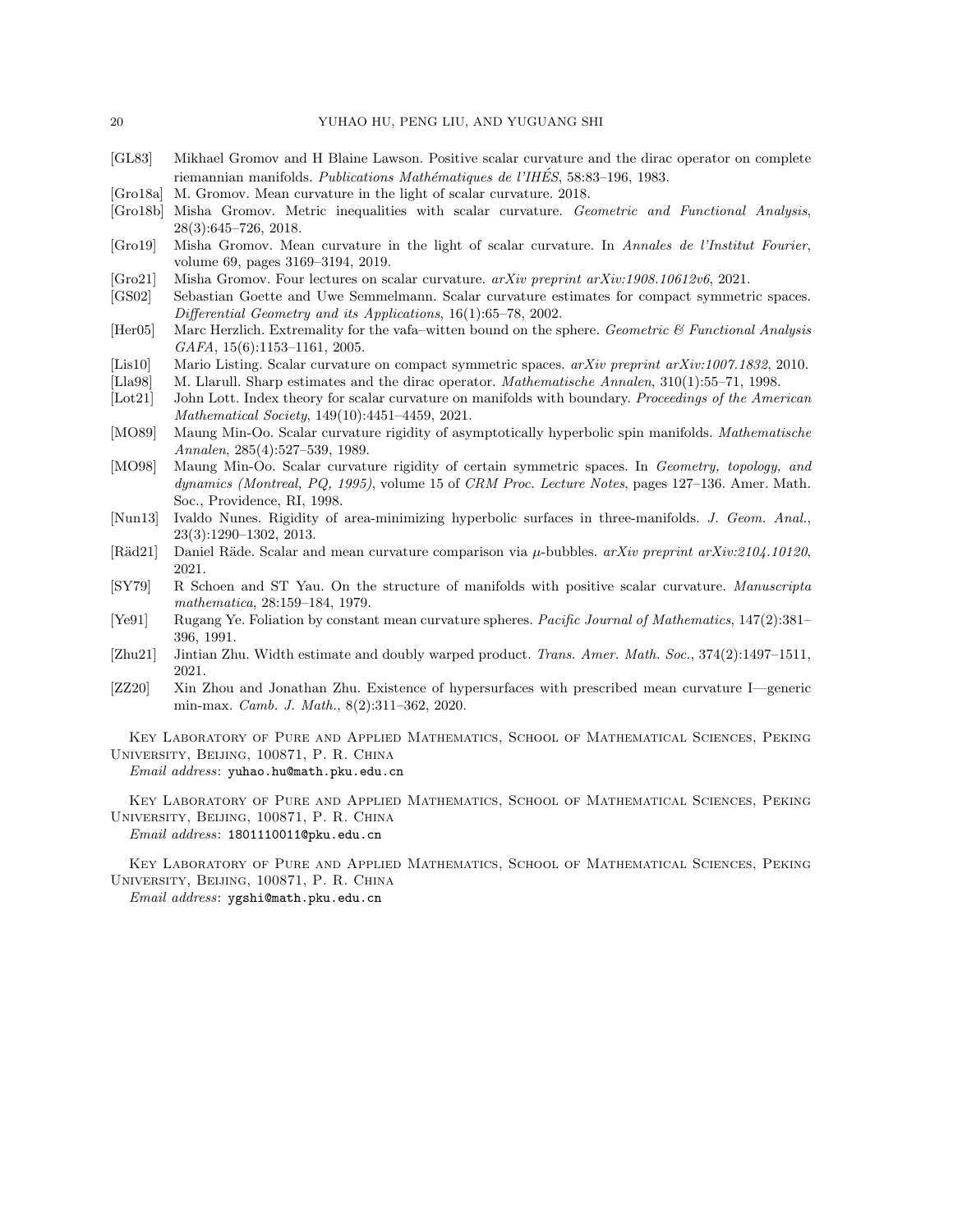[GL83] Mikhael Gromov and H Blaine Lawson. Positive scalar curvature and the dirac operator on complete riemannian manifolds. *Publications Mathématiques de l'IHÉS*, 58:83–196, 1983.

[Gro18a] M. Gromov. Mean curvature in the light of scalar curvature. 2018.

[Gro18b] Misha Gromov. Metric inequalities with scalar curvature. *Geometric and Functional Analysis*, 28(3):645–726, 2018.

[Gro19] Misha Gromov. Mean curvature in the light of scalar curvature. In *Annales de l'Institut Fourier*, volume 69, pages 3169–3194, 2019.

[Gro21] Misha Gromov. Four lectures on scalar curvature. *arXiv preprint arXiv:1908.10612v6*, 2021.

[GS02] Sebastian Goette and Uwe Semmelmann. Scalar curvature estimates for compact symmetric spaces. *Differential Geometry and its Applications*, 16(1):65–78, 2002.

[Her05] Marc Herzlich. Extremality for the vafa–witten bound on the sphere. *Geometric & Functional Analysis GAFA*, 15(6):1153–1161, 2005.

[Lis10] Mario Listing. Scalar curvature on compact symmetric spaces. *arXiv preprint arXiv:1007.1832*, 2010.

[Lla98] M. Llarull. Sharp estimates and the dirac operator. *Mathematische Annalen*, 310(1):55–71, 1998.

[Lot21] John Lott. Index theory for scalar curvature on manifolds with boundary. *Proceedings of the American Mathematical Society*, 149(10):4451–4459, 2021.

[MO89] Maung Min-Oo. Scalar curvature rigidity of asymptotically hyperbolic spin manifolds. *Mathematische Annalen*, 285(4):527–539, 1989.

[MO98] Maung Min-Oo. Scalar curvature rigidity of certain symmetric spaces. In *Geometry, topology, and dynamics (Montreal, PQ, 1995)*, volume 15 of *CRM Proc. Lecture Notes*, pages 127–136. Amer. Math. Soc., Providence, RI, 1998.

[Nun13] Ivaldo Nunes. Rigidity of area-minimizing hyperbolic surfaces in three-manifolds. *J. Geom. Anal.*, 23(3):1290–1302, 2013.

[Räd21] Daniel Räde. Scalar and mean curvature comparison via $\mu$-bubbles. *arXiv preprint arXiv:2104.10120*, 2021.

[SY79] R Schoen and ST Yau. On the structure of manifolds with positive scalar curvature. *Manuscripta mathematica*, 28:159–184, 1979.

[Ye91] Rugang Ye. Foliation by constant mean curvature spheres. *Pacific Journal of Mathematics*, 147(2):381–396, 1991.

[Zhu21] Jintian Zhu. Width estimate and doubly warped product. *Trans. Amer. Math. Soc.*, 374(2):1497–1511, 2021.

[ZZ20] Xin Zhou and Jonathan Zhu. Existence of hypersurfaces with prescribed mean curvature I—generic min-max. *Camb. J. Math.*, 8(2):311–362, 2020.

Key Laboratory of Pure and Applied Mathematics, School of Mathematical Sciences, Peking University, Beijing, 100871, P. R. China

*Email address*: yuhao.hu@math.pku.edu.cn

Key Laboratory of Pure and Applied Mathematics, School of Mathematical Sciences, Peking University, Beijing, 100871, P. R. China

*Email address*: 1801110011@pku.edu.cn

Key Laboratory of Pure and Applied Mathematics, School of Mathematical Sciences, Peking University, Beijing, 100871, P. R. China

*Email address*: ygshi@math.pku.edu.cn